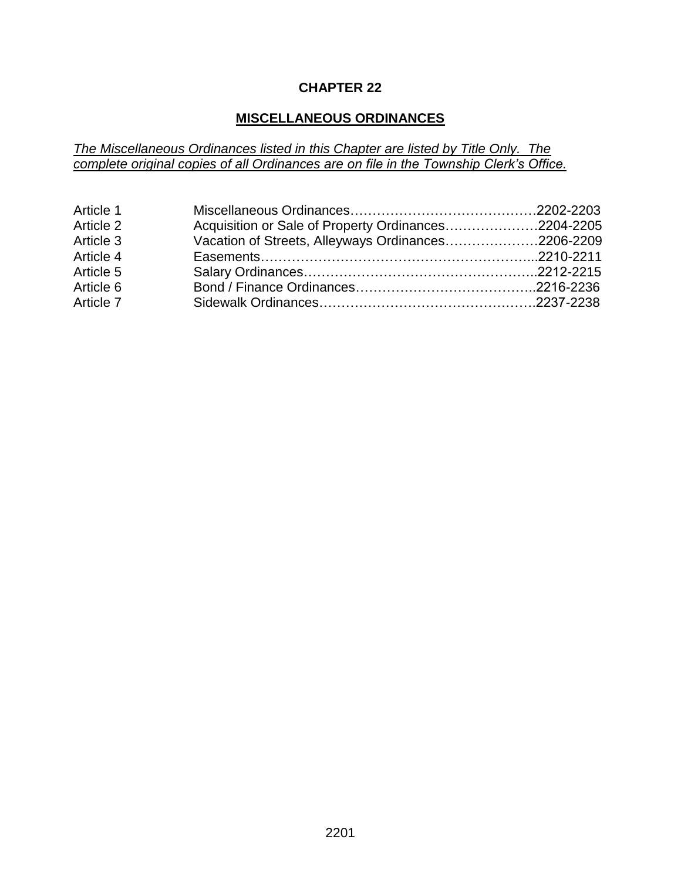# CHAPTER 22

## MISCELLANEOUS ORDINANCES

*The Miscellaneous Ordinances listed in this Chapter are listed by Title Only. The complete original copies of all Ordinances are on file in the Township Clerk's Office.*

| | | |
|---|---|---|
| Article 1 | Miscellaneous Ordinances | 2202-2203 |
| Article 2 | Acquisition or Sale of Property Ordinances | 2204-2205 |
| Article 3 | Vacation of Streets, Alleyways Ordinances | 2206-2209 |
| Article 4 | Easements | 2210-2211 |
| Article 5 | Salary Ordinances | 2212-2215 |
| Article 6 | Bond / Finance Ordinances | 2216-2236 |
| Article 7 | Sidewalk Ordinances | 2237-2238 |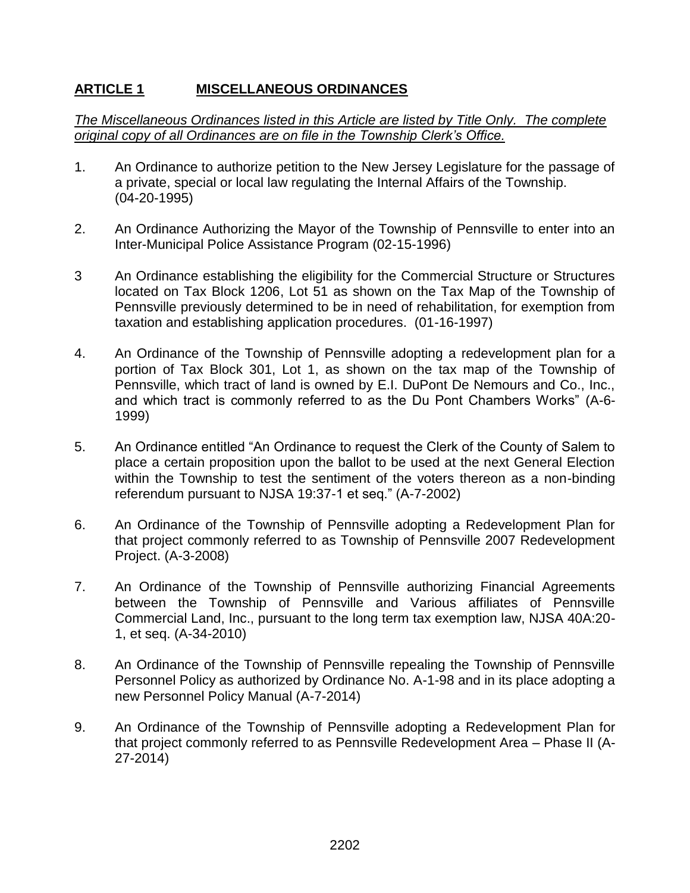## **ARTICLE 1 MISCELLANEOUS ORDINANCES**

*The Miscellaneous Ordinances listed in this Article are listed by Title Only. The complete original copy of all Ordinances are on file in the Township Clerk's Office.*

1. An Ordinance to authorize petition to the New Jersey Legislature for the passage of a private, special or local law regulating the Internal Affairs of the Township. (04-20-1995)

2. An Ordinance Authorizing the Mayor of the Township of Pennsville to enter into an Inter-Municipal Police Assistance Program (02-15-1996)

3 An Ordinance establishing the eligibility for the Commercial Structure or Structures located on Tax Block 1206, Lot 51 as shown on the Tax Map of the Township of Pennsville previously determined to be in need of rehabilitation, for exemption from taxation and establishing application procedures. (01-16-1997)

4. An Ordinance of the Township of Pennsville adopting a redevelopment plan for a portion of Tax Block 301, Lot 1, as shown on the tax map of the Township of Pennsville, which tract of land is owned by E.I. DuPont De Nemours and Co., Inc., and which tract is commonly referred to as the Du Pont Chambers Works" (A-6-1999)

5. An Ordinance entitled "An Ordinance to request the Clerk of the County of Salem to place a certain proposition upon the ballot to be used at the next General Election within the Township to test the sentiment of the voters thereon as a non-binding referendum pursuant to NJSA 19:37-1 et seq." (A-7-2002)

6. An Ordinance of the Township of Pennsville adopting a Redevelopment Plan for that project commonly referred to as Township of Pennsville 2007 Redevelopment Project. (A-3-2008)

7. An Ordinance of the Township of Pennsville authorizing Financial Agreements between the Township of Pennsville and Various affiliates of Pennsville Commercial Land, Inc., pursuant to the long term tax exemption law, NJSA 40A:20-1, et seq. (A-34-2010)

8. An Ordinance of the Township of Pennsville repealing the Township of Pennsville Personnel Policy as authorized by Ordinance No. A-1-98 and in its place adopting a new Personnel Policy Manual (A-7-2014)

9. An Ordinance of the Township of Pennsville adopting a Redevelopment Plan for that project commonly referred to as Pennsville Redevelopment Area – Phase II (A-27-2014)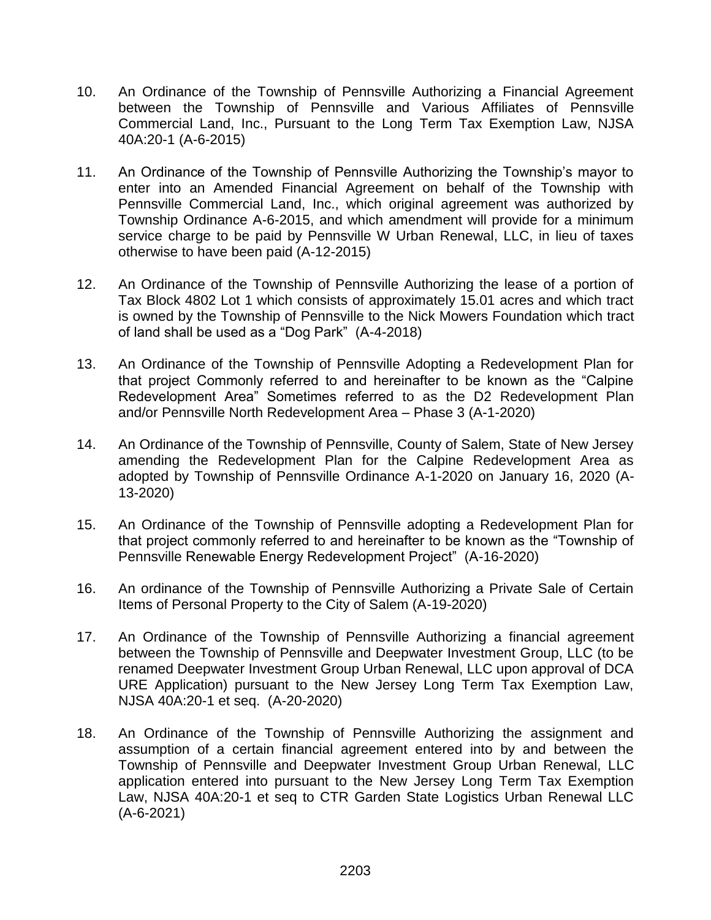10. An Ordinance of the Township of Pennsville Authorizing a Financial Agreement between the Township of Pennsville and Various Affiliates of Pennsville Commercial Land, Inc., Pursuant to the Long Term Tax Exemption Law, NJSA 40A:20-1 (A-6-2015)

11. An Ordinance of the Township of Pennsville Authorizing the Township's mayor to enter into an Amended Financial Agreement on behalf of the Township with Pennsville Commercial Land, Inc., which original agreement was authorized by Township Ordinance A-6-2015, and which amendment will provide for a minimum service charge to be paid by Pennsville W Urban Renewal, LLC, in lieu of taxes otherwise to have been paid (A-12-2015)

12. An Ordinance of the Township of Pennsville Authorizing the lease of a portion of Tax Block 4802 Lot 1 which consists of approximately 15.01 acres and which tract is owned by the Township of Pennsville to the Nick Mowers Foundation which tract of land shall be used as a "Dog Park" (A-4-2018)

13. An Ordinance of the Township of Pennsville Adopting a Redevelopment Plan for that project Commonly referred to and hereinafter to be known as the "Calpine Redevelopment Area" Sometimes referred to as the D2 Redevelopment Plan and/or Pennsville North Redevelopment Area – Phase 3 (A-1-2020)

14. An Ordinance of the Township of Pennsville, County of Salem, State of New Jersey amending the Redevelopment Plan for the Calpine Redevelopment Area as adopted by Township of Pennsville Ordinance A-1-2020 on January 16, 2020 (A-13-2020)

15. An Ordinance of the Township of Pennsville adopting a Redevelopment Plan for that project commonly referred to and hereinafter to be known as the "Township of Pennsville Renewable Energy Redevelopment Project" (A-16-2020)

16. An ordinance of the Township of Pennsville Authorizing a Private Sale of Certain Items of Personal Property to the City of Salem (A-19-2020)

17. An Ordinance of the Township of Pennsville Authorizing a financial agreement between the Township of Pennsville and Deepwater Investment Group, LLC (to be renamed Deepwater Investment Group Urban Renewal, LLC upon approval of DCA URE Application) pursuant to the New Jersey Long Term Tax Exemption Law, NJSA 40A:20-1 et seq. (A-20-2020)

18. An Ordinance of the Township of Pennsville Authorizing the assignment and assumption of a certain financial agreement entered into by and between the Township of Pennsville and Deepwater Investment Group Urban Renewal, LLC application entered into pursuant to the New Jersey Long Term Tax Exemption Law, NJSA 40A:20-1 et seq to CTR Garden State Logistics Urban Renewal LLC (A-6-2021)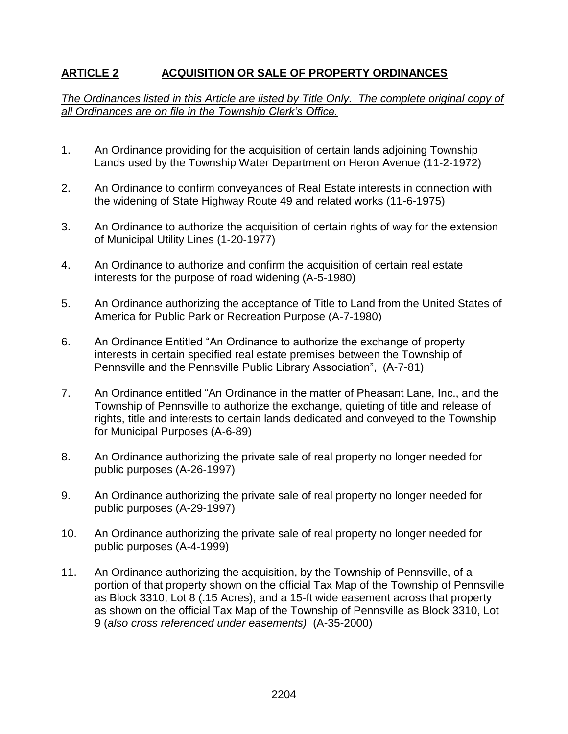## **ARTICLE 2 ACQUISITION OR SALE OF PROPERTY ORDINANCES**

*The Ordinances listed in this Article are listed by Title Only. The complete original copy of all Ordinances are on file in the Township Clerk's Office.*

1. An Ordinance providing for the acquisition of certain lands adjoining Township Lands used by the Township Water Department on Heron Avenue (11-2-1972)

2. An Ordinance to confirm conveyances of Real Estate interests in connection with the widening of State Highway Route 49 and related works (11-6-1975)

3. An Ordinance to authorize the acquisition of certain rights of way for the extension of Municipal Utility Lines (1-20-1977)

4. An Ordinance to authorize and confirm the acquisition of certain real estate interests for the purpose of road widening (A-5-1980)

5. An Ordinance authorizing the acceptance of Title to Land from the United States of America for Public Park or Recreation Purpose (A-7-1980)

6. An Ordinance Entitled "An Ordinance to authorize the exchange of property interests in certain specified real estate premises between the Township of Pennsville and the Pennsville Public Library Association", (A-7-81)

7. An Ordinance entitled "An Ordinance in the matter of Pheasant Lane, Inc., and the Township of Pennsville to authorize the exchange, quieting of title and release of rights, title and interests to certain lands dedicated and conveyed to the Township for Municipal Purposes (A-6-89)

8. An Ordinance authorizing the private sale of real property no longer needed for public purposes (A-26-1997)

9. An Ordinance authorizing the private sale of real property no longer needed for public purposes (A-29-1997)

10. An Ordinance authorizing the private sale of real property no longer needed for public purposes (A-4-1999)

11. An Ordinance authorizing the acquisition, by the Township of Pennsville, of a portion of that property shown on the official Tax Map of the Township of Pennsville as Block 3310, Lot 8 (.15 Acres), and a 15-ft wide easement across that property as shown on the official Tax Map of the Township of Pennsville as Block 3310, Lot 9 (*also cross referenced under easements)* (A-35-2000)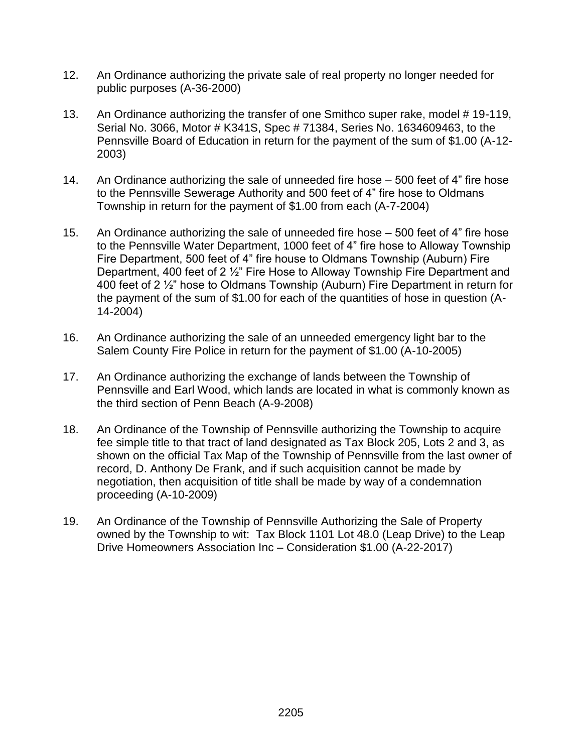12. An Ordinance authorizing the private sale of real property no longer needed for public purposes (A-36-2000)

13. An Ordinance authorizing the transfer of one Smithco super rake, model # 19-119, Serial No. 3066, Motor # K341S, Spec # 71384, Series No. 1634609463, to the Pennsville Board of Education in return for the payment of the sum of $1.00 (A-12-2003)

14. An Ordinance authorizing the sale of unneeded fire hose – 500 feet of 4" fire hose to the Pennsville Sewerage Authority and 500 feet of 4" fire hose to Oldmans Township in return for the payment of $1.00 from each (A-7-2004)

15. An Ordinance authorizing the sale of unneeded fire hose – 500 feet of 4" fire hose to the Pennsville Water Department, 1000 feet of 4" fire hose to Alloway Township Fire Department, 500 feet of 4" fire house to Oldmans Township (Auburn) Fire Department, 400 feet of 2 ½" Fire Hose to Alloway Township Fire Department and 400 feet of 2 ½" hose to Oldmans Township (Auburn) Fire Department in return for the payment of the sum of $1.00 for each of the quantities of hose in question (A-14-2004)

16. An Ordinance authorizing the sale of an unneeded emergency light bar to the Salem County Fire Police in return for the payment of $1.00 (A-10-2005)

17. An Ordinance authorizing the exchange of lands between the Township of Pennsville and Earl Wood, which lands are located in what is commonly known as the third section of Penn Beach (A-9-2008)

18. An Ordinance of the Township of Pennsville authorizing the Township to acquire fee simple title to that tract of land designated as Tax Block 205, Lots 2 and 3, as shown on the official Tax Map of the Township of Pennsville from the last owner of record, D. Anthony De Frank, and if such acquisition cannot be made by negotiation, then acquisition of title shall be made by way of a condemnation proceeding (A-10-2009)

19. An Ordinance of the Township of Pennsville Authorizing the Sale of Property owned by the Township to wit: Tax Block 1101 Lot 48.0 (Leap Drive) to the Leap Drive Homeowners Association Inc – Consideration $1.00 (A-22-2017)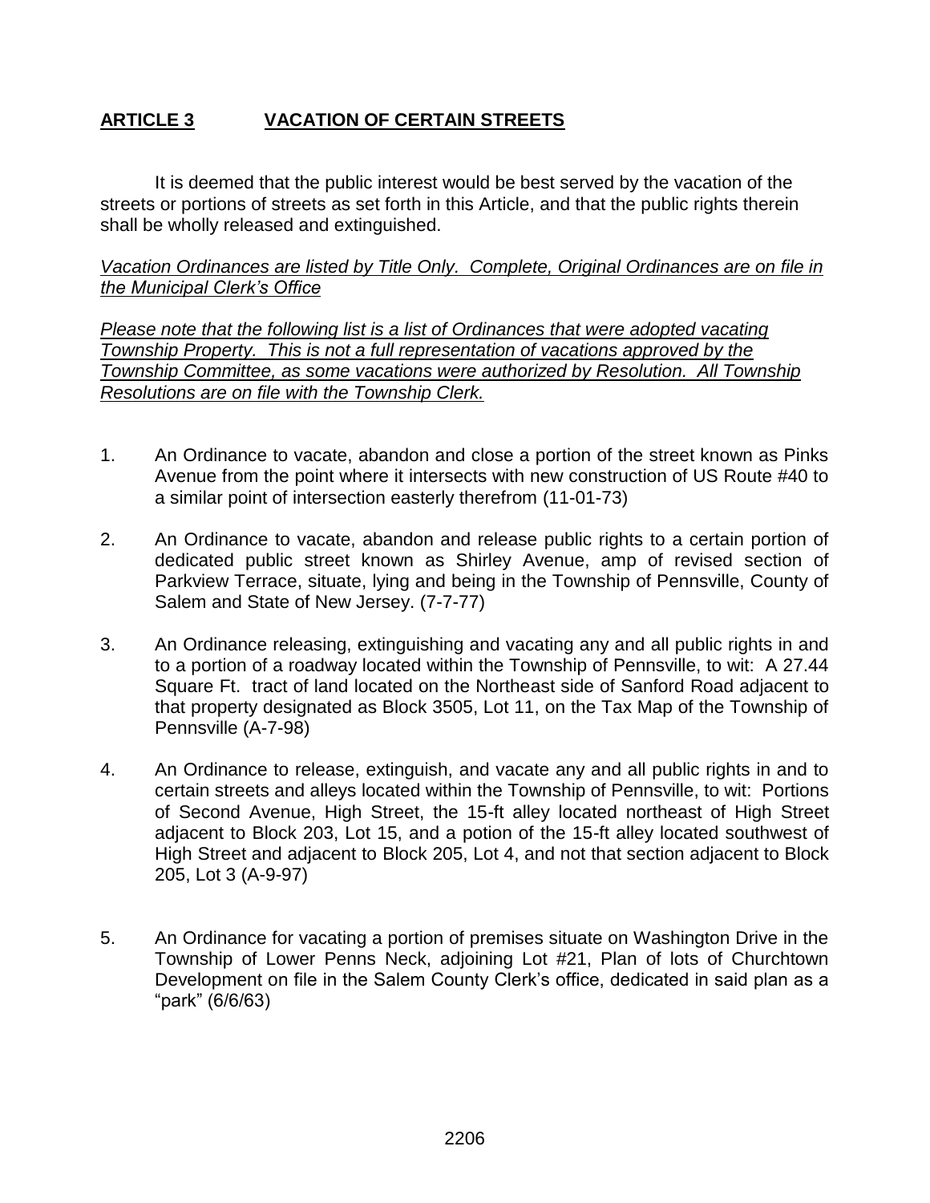## **ARTICLE 3 VACATION OF CERTAIN STREETS**

It is deemed that the public interest would be best served by the vacation of the streets or portions of streets as set forth in this Article, and that the public rights therein shall be wholly released and extinguished.

*Vacation Ordinances are listed by Title Only. Complete, Original Ordinances are on file in the Municipal Clerk's Office*

*Please note that the following list is a list of Ordinances that were adopted vacating Township Property. This is not a full representation of vacations approved by the Township Committee, as some vacations were authorized by Resolution. All Township Resolutions are on file with the Township Clerk.*

1. An Ordinance to vacate, abandon and close a portion of the street known as Pinks Avenue from the point where it intersects with new construction of US Route #40 to a similar point of intersection easterly therefrom (11-01-73)

2. An Ordinance to vacate, abandon and release public rights to a certain portion of dedicated public street known as Shirley Avenue, amp of revised section of Parkview Terrace, situate, lying and being in the Township of Pennsville, County of Salem and State of New Jersey. (7-7-77)

3. An Ordinance releasing, extinguishing and vacating any and all public rights in and to a portion of a roadway located within the Township of Pennsville, to wit: A 27.44 Square Ft. tract of land located on the Northeast side of Sanford Road adjacent to that property designated as Block 3505, Lot 11, on the Tax Map of the Township of Pennsville (A-7-98)

4. An Ordinance to release, extinguish, and vacate any and all public rights in and to certain streets and alleys located within the Township of Pennsville, to wit: Portions of Second Avenue, High Street, the 15-ft alley located northeast of High Street adjacent to Block 203, Lot 15, and a potion of the 15-ft alley located southwest of High Street and adjacent to Block 205, Lot 4, and not that section adjacent to Block 205, Lot 3 (A-9-97)

5. An Ordinance for vacating a portion of premises situate on Washington Drive in the Township of Lower Penns Neck, adjoining Lot #21, Plan of lots of Churchtown Development on file in the Salem County Clerk's office, dedicated in said plan as a "park" (6/6/63)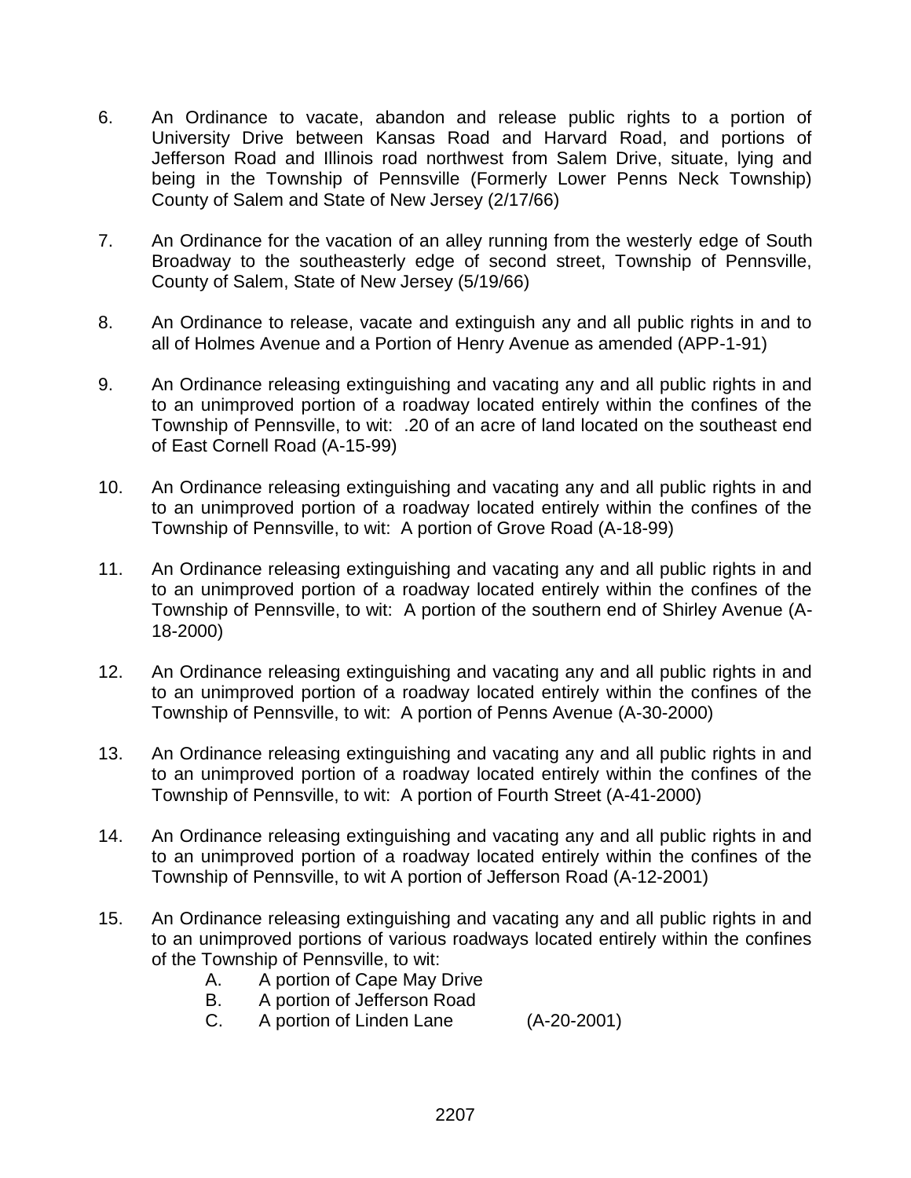6. An Ordinance to vacate, abandon and release public rights to a portion of University Drive between Kansas Road and Harvard Road, and portions of Jefferson Road and Illinois road northwest from Salem Drive, situate, lying and being in the Township of Pennsville (Formerly Lower Penns Neck Township) County of Salem and State of New Jersey (2/17/66)

7. An Ordinance for the vacation of an alley running from the westerly edge of South Broadway to the southeasterly edge of second street, Township of Pennsville, County of Salem, State of New Jersey (5/19/66)

8. An Ordinance to release, vacate and extinguish any and all public rights in and to all of Holmes Avenue and a Portion of Henry Avenue as amended (APP-1-91)

9. An Ordinance releasing extinguishing and vacating any and all public rights in and to an unimproved portion of a roadway located entirely within the confines of the Township of Pennsville, to wit: .20 of an acre of land located on the southeast end of East Cornell Road (A-15-99)

10. An Ordinance releasing extinguishing and vacating any and all public rights in and to an unimproved portion of a roadway located entirely within the confines of the Township of Pennsville, to wit: A portion of Grove Road (A-18-99)

11. An Ordinance releasing extinguishing and vacating any and all public rights in and to an unimproved portion of a roadway located entirely within the confines of the Township of Pennsville, to wit: A portion of the southern end of Shirley Avenue (A-18-2000)

12. An Ordinance releasing extinguishing and vacating any and all public rights in and to an unimproved portion of a roadway located entirely within the confines of the Township of Pennsville, to wit: A portion of Penns Avenue (A-30-2000)

13. An Ordinance releasing extinguishing and vacating any and all public rights in and to an unimproved portion of a roadway located entirely within the confines of the Township of Pennsville, to wit: A portion of Fourth Street (A-41-2000)

14. An Ordinance releasing extinguishing and vacating any and all public rights in and to an unimproved portion of a roadway located entirely within the confines of the Township of Pennsville, to wit A portion of Jefferson Road (A-12-2001)

15. An Ordinance releasing extinguishing and vacating any and all public rights in and to an unimproved portions of various roadways located entirely within the confines of the Township of Pennsville, to wit:
    - A. A portion of Cape May Drive
    - B. A portion of Jefferson Road
    - C. A portion of Linden Lane (A-20-2001)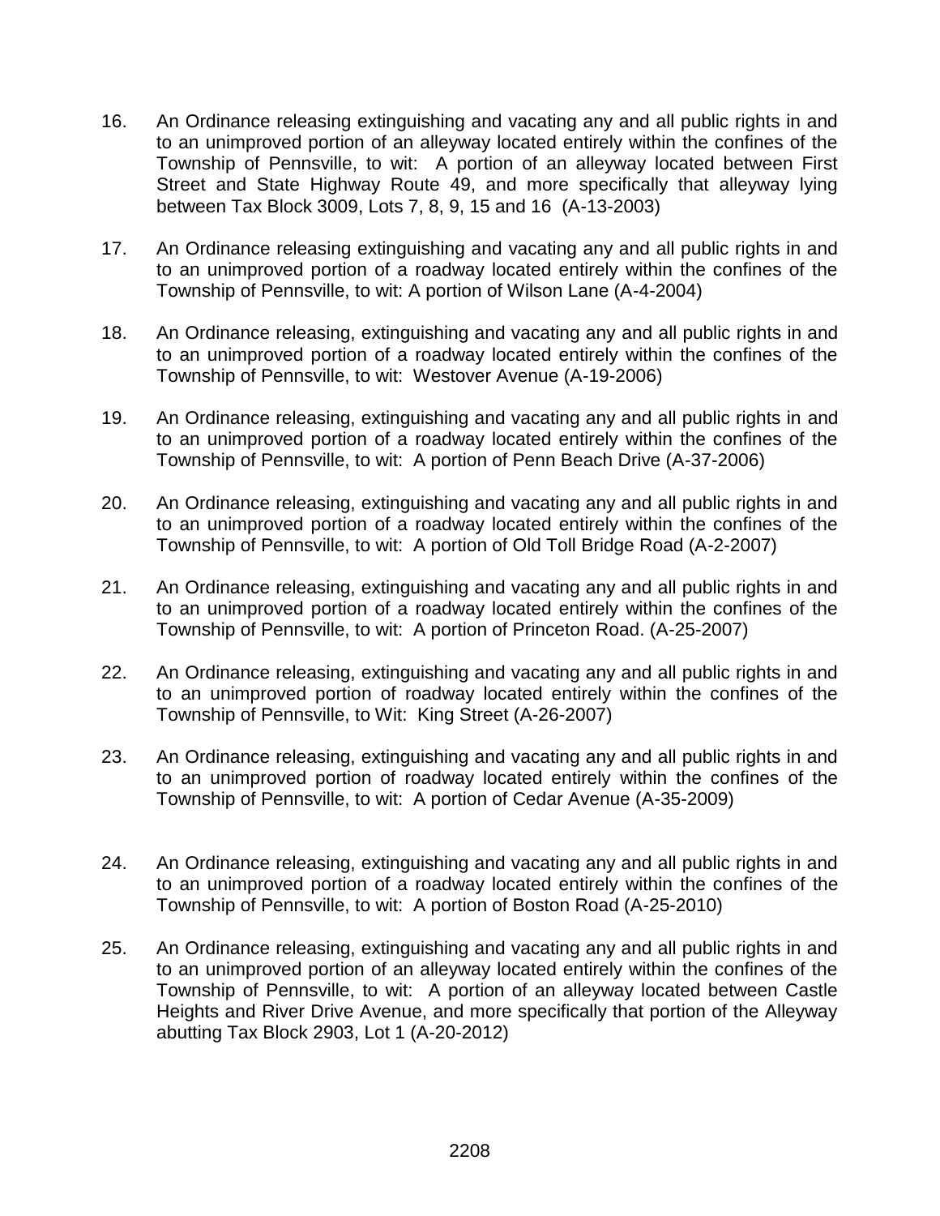16. An Ordinance releasing extinguishing and vacating any and all public rights in and to an unimproved portion of an alleyway located entirely within the confines of the Township of Pennsville, to wit: A portion of an alleyway located between First Street and State Highway Route 49, and more specifically that alleyway lying between Tax Block 3009, Lots 7, 8, 9, 15 and 16 (A-13-2003)

17. An Ordinance releasing extinguishing and vacating any and all public rights in and to an unimproved portion of a roadway located entirely within the confines of the Township of Pennsville, to wit: A portion of Wilson Lane (A-4-2004)

18. An Ordinance releasing, extinguishing and vacating any and all public rights in and to an unimproved portion of a roadway located entirely within the confines of the Township of Pennsville, to wit: Westover Avenue (A-19-2006)

19. An Ordinance releasing, extinguishing and vacating any and all public rights in and to an unimproved portion of a roadway located entirely within the confines of the Township of Pennsville, to wit: A portion of Penn Beach Drive (A-37-2006)

20. An Ordinance releasing, extinguishing and vacating any and all public rights in and to an unimproved portion of a roadway located entirely within the confines of the Township of Pennsville, to wit: A portion of Old Toll Bridge Road (A-2-2007)

21. An Ordinance releasing, extinguishing and vacating any and all public rights in and to an unimproved portion of a roadway located entirely within the confines of the Township of Pennsville, to wit: A portion of Princeton Road. (A-25-2007)

22. An Ordinance releasing, extinguishing and vacating any and all public rights in and to an unimproved portion of roadway located entirely within the confines of the Township of Pennsville, to Wit: King Street (A-26-2007)

23. An Ordinance releasing, extinguishing and vacating any and all public rights in and to an unimproved portion of roadway located entirely within the confines of the Township of Pennsville, to wit: A portion of Cedar Avenue (A-35-2009)

24. An Ordinance releasing, extinguishing and vacating any and all public rights in and to an unimproved portion of a roadway located entirely within the confines of the Township of Pennsville, to wit: A portion of Boston Road (A-25-2010)

25. An Ordinance releasing, extinguishing and vacating any and all public rights in and to an unimproved portion of an alleyway located entirely within the confines of the Township of Pennsville, to wit: A portion of an alleyway located between Castle Heights and River Drive Avenue, and more specifically that portion of the Alleyway abutting Tax Block 2903, Lot 1 (A-20-2012)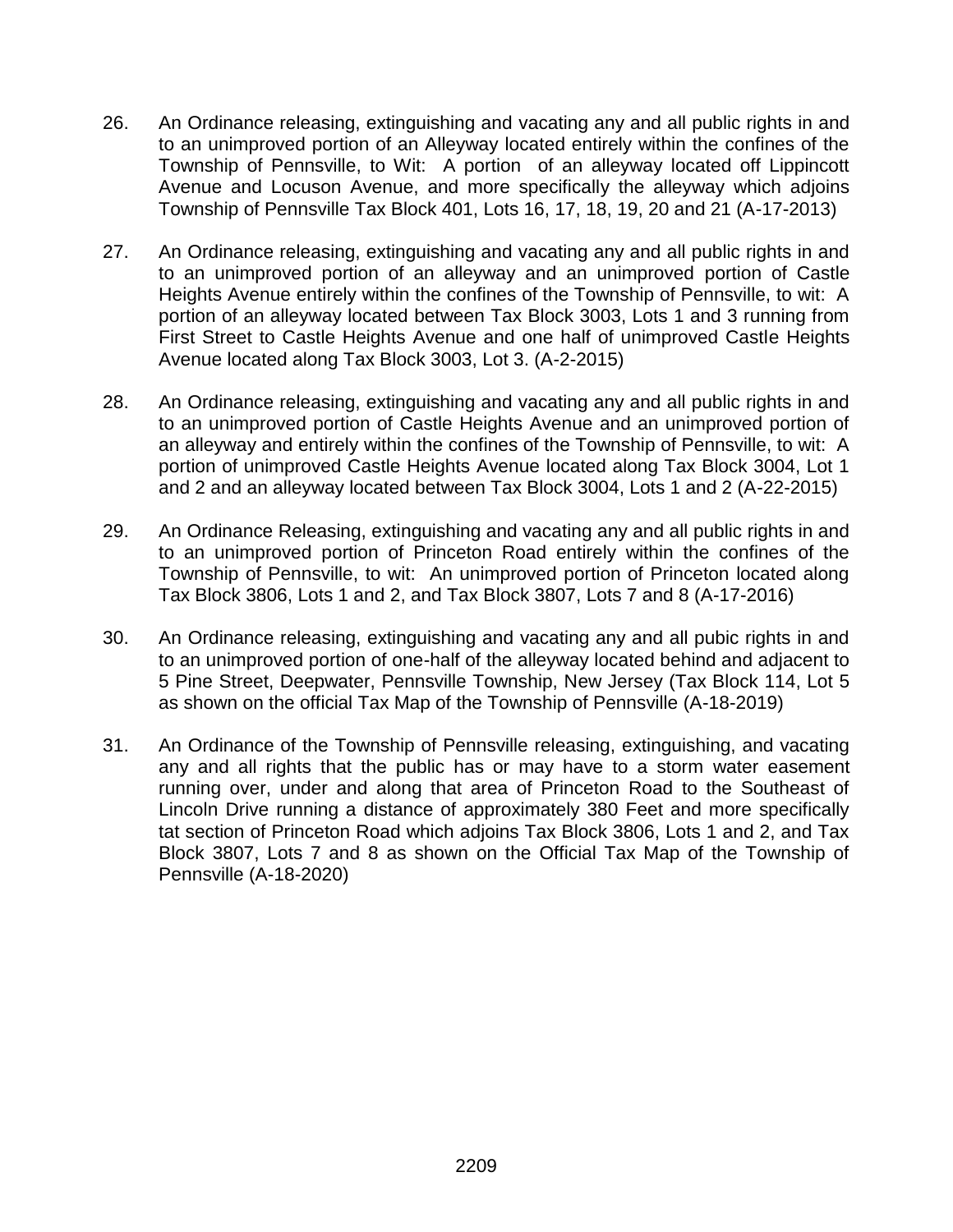26. An Ordinance releasing, extinguishing and vacating any and all public rights in and to an unimproved portion of an Alleyway located entirely within the confines of the Township of Pennsville, to Wit: A portion of an alleyway located off Lippincott Avenue and Locuson Avenue, and more specifically the alleyway which adjoins Township of Pennsville Tax Block 401, Lots 16, 17, 18, 19, 20 and 21 (A-17-2013)

27. An Ordinance releasing, extinguishing and vacating any and all public rights in and to an unimproved portion of an alleyway and an unimproved portion of Castle Heights Avenue entirely within the confines of the Township of Pennsville, to wit: A portion of an alleyway located between Tax Block 3003, Lots 1 and 3 running from First Street to Castle Heights Avenue and one half of unimproved Castle Heights Avenue located along Tax Block 3003, Lot 3. (A-2-2015)

28. An Ordinance releasing, extinguishing and vacating any and all public rights in and to an unimproved portion of Castle Heights Avenue and an unimproved portion of an alleyway and entirely within the confines of the Township of Pennsville, to wit: A portion of unimproved Castle Heights Avenue located along Tax Block 3004, Lot 1 and 2 and an alleyway located between Tax Block 3004, Lots 1 and 2 (A-22-2015)

29. An Ordinance Releasing, extinguishing and vacating any and all public rights in and to an unimproved portion of Princeton Road entirely within the confines of the Township of Pennsville, to wit: An unimproved portion of Princeton located along Tax Block 3806, Lots 1 and 2, and Tax Block 3807, Lots 7 and 8 (A-17-2016)

30. An Ordinance releasing, extinguishing and vacating any and all pubic rights in and to an unimproved portion of one-half of the alleyway located behind and adjacent to 5 Pine Street, Deepwater, Pennsville Township, New Jersey (Tax Block 114, Lot 5 as shown on the official Tax Map of the Township of Pennsville (A-18-2019)

31. An Ordinance of the Township of Pennsville releasing, extinguishing, and vacating any and all rights that the public has or may have to a storm water easement running over, under and along that area of Princeton Road to the Southeast of Lincoln Drive running a distance of approximately 380 Feet and more specifically tat section of Princeton Road which adjoins Tax Block 3806, Lots 1 and 2, and Tax Block 3807, Lots 7 and 8 as shown on the Official Tax Map of the Township of Pennsville (A-18-2020)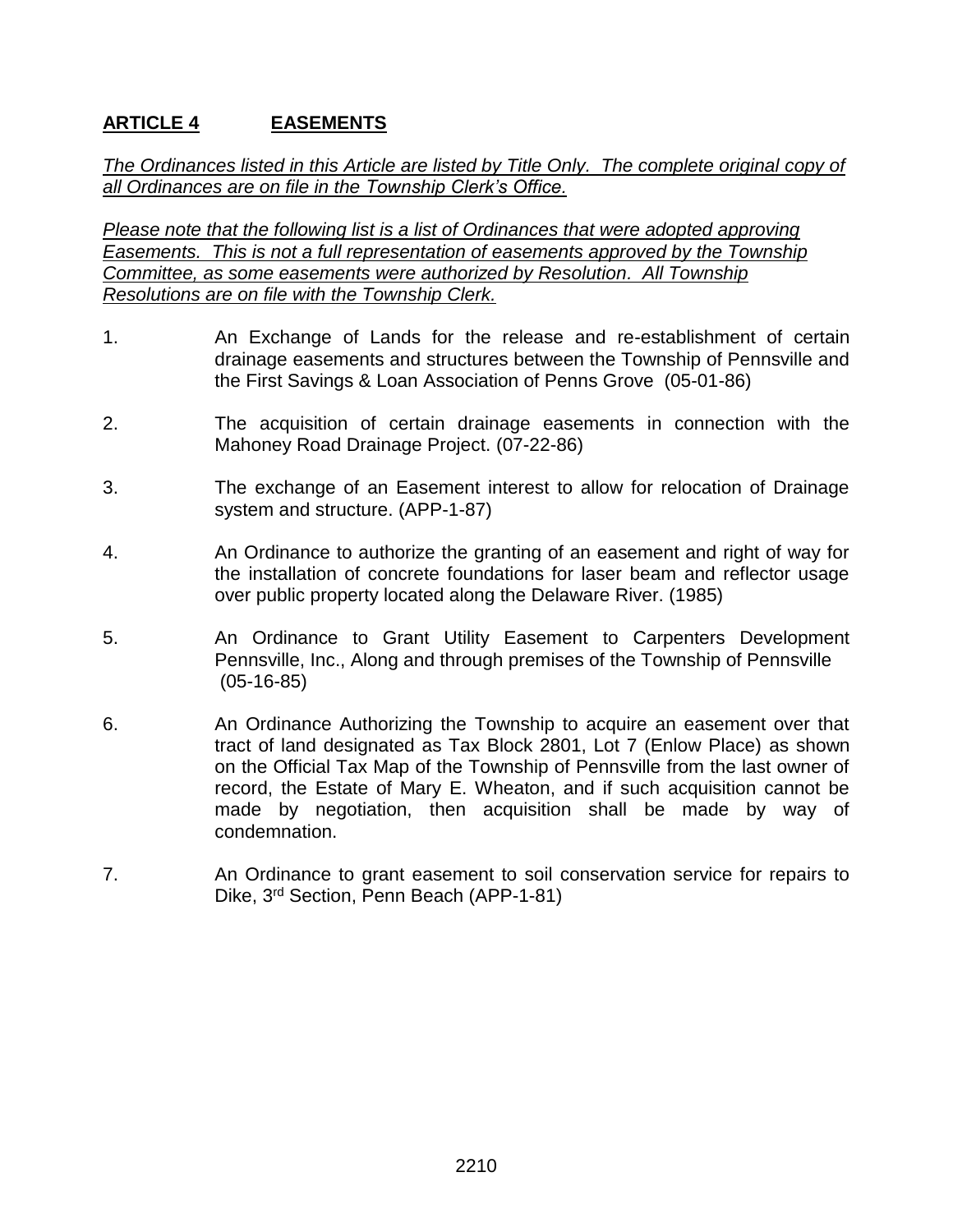## **ARTICLE 4 EASEMENTS**

*The Ordinances listed in this Article are listed by Title Only. The complete original copy of all Ordinances are on file in the Township Clerk's Office.*

*Please note that the following list is a list of Ordinances that were adopted approving Easements. This is not a full representation of easements approved by the Township Committee, as some easements were authorized by Resolution. All Township Resolutions are on file with the Township Clerk.*

1. An Exchange of Lands for the release and re-establishment of certain drainage easements and structures between the Township of Pennsville and the First Savings & Loan Association of Penns Grove (05-01-86)

2. The acquisition of certain drainage easements in connection with the Mahoney Road Drainage Project. (07-22-86)

3. The exchange of an Easement interest to allow for relocation of Drainage system and structure. (APP-1-87)

4. An Ordinance to authorize the granting of an easement and right of way for the installation of concrete foundations for laser beam and reflector usage over public property located along the Delaware River. (1985)

5. An Ordinance to Grant Utility Easement to Carpenters Development Pennsville, Inc., Along and through premises of the Township of Pennsville (05-16-85)

6. An Ordinance Authorizing the Township to acquire an easement over that tract of land designated as Tax Block 2801, Lot 7 (Enlow Place) as shown on the Official Tax Map of the Township of Pennsville from the last owner of record, the Estate of Mary E. Wheaton, and if such acquisition cannot be made by negotiation, then acquisition shall be made by way of condemnation.

7. An Ordinance to grant easement to soil conservation service for repairs to Dike, 3rd Section, Penn Beach (APP-1-81)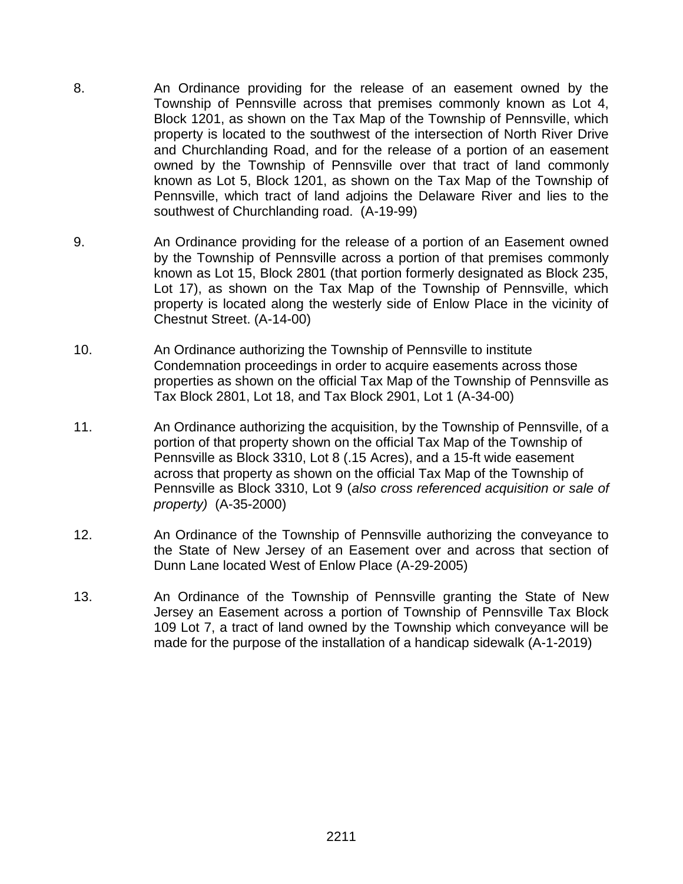8. An Ordinance providing for the release of an easement owned by the Township of Pennsville across that premises commonly known as Lot 4, Block 1201, as shown on the Tax Map of the Township of Pennsville, which property is located to the southwest of the intersection of North River Drive and Churchlanding Road, and for the release of a portion of an easement owned by the Township of Pennsville over that tract of land commonly known as Lot 5, Block 1201, as shown on the Tax Map of the Township of Pennsville, which tract of land adjoins the Delaware River and lies to the southwest of Churchlanding road. (A-19-99)

9. An Ordinance providing for the release of a portion of an Easement owned by the Township of Pennsville across a portion of that premises commonly known as Lot 15, Block 2801 (that portion formerly designated as Block 235, Lot 17), as shown on the Tax Map of the Township of Pennsville, which property is located along the westerly side of Enlow Place in the vicinity of Chestnut Street. (A-14-00)

10. An Ordinance authorizing the Township of Pennsville to institute Condemnation proceedings in order to acquire easements across those properties as shown on the official Tax Map of the Township of Pennsville as Tax Block 2801, Lot 18, and Tax Block 2901, Lot 1 (A-34-00)

11. An Ordinance authorizing the acquisition, by the Township of Pennsville, of a portion of that property shown on the official Tax Map of the Township of Pennsville as Block 3310, Lot 8 (.15 Acres), and a 15-ft wide easement across that property as shown on the official Tax Map of the Township of Pennsville as Block 3310, Lot 9 (*also cross referenced acquisition or sale of property)* (A-35-2000)

12. An Ordinance of the Township of Pennsville authorizing the conveyance to the State of New Jersey of an Easement over and across that section of Dunn Lane located West of Enlow Place (A-29-2005)

13. An Ordinance of the Township of Pennsville granting the State of New Jersey an Easement across a portion of Township of Pennsville Tax Block 109 Lot 7, a tract of land owned by the Township which conveyance will be made for the purpose of the installation of a handicap sidewalk (A-1-2019)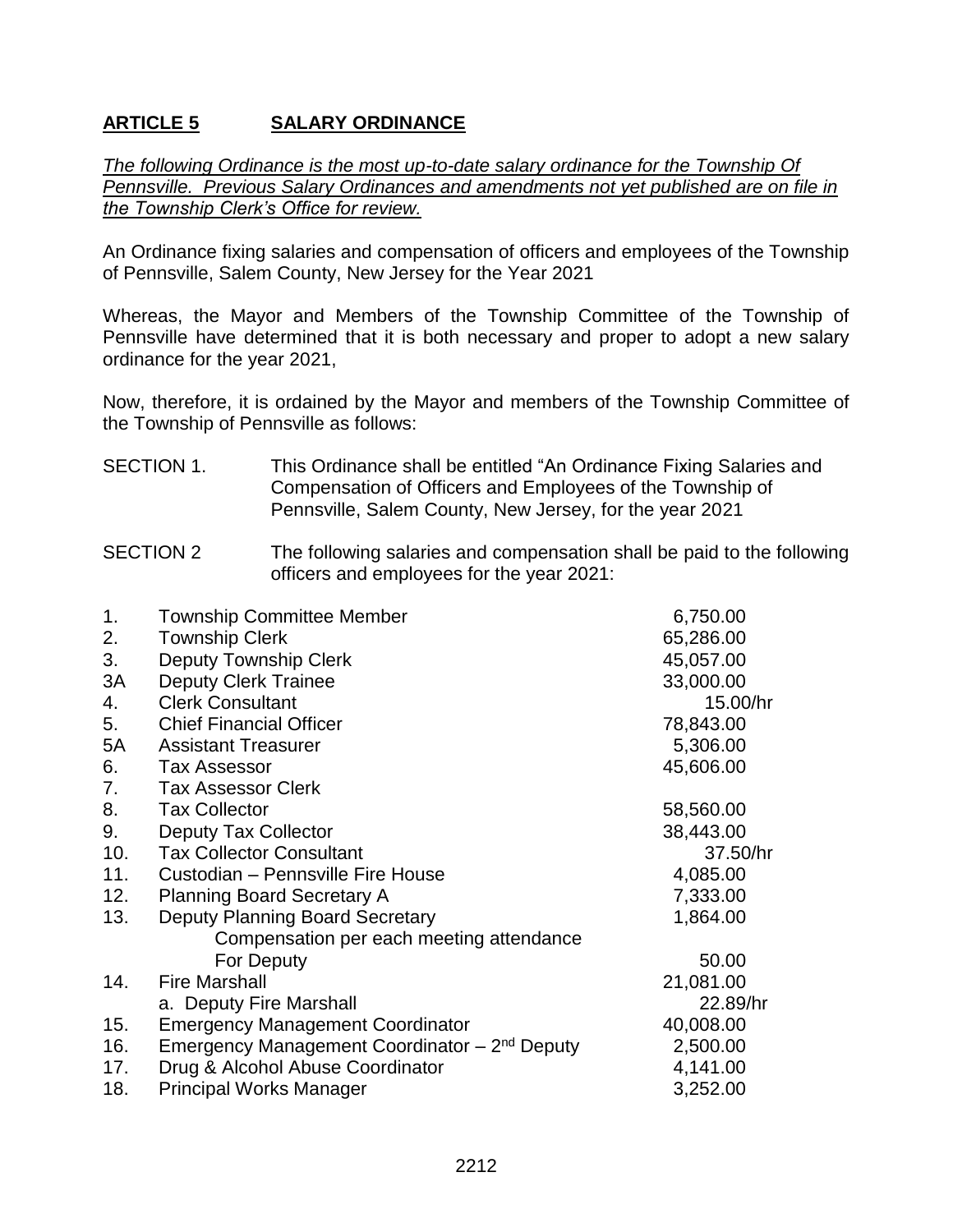## **ARTICLE 5 SALARY ORDINANCE**

*The following Ordinance is the most up-to-date salary ordinance for the Township Of Pennsville. Previous Salary Ordinances and amendments not yet published are on file in the Township Clerk's Office for review.*

An Ordinance fixing salaries and compensation of officers and employees of the Township of Pennsville, Salem County, New Jersey for the Year 2021

Whereas, the Mayor and Members of the Township Committee of the Township of Pennsville have determined that it is both necessary and proper to adopt a new salary ordinance for the year 2021,

Now, therefore, it is ordained by the Mayor and members of the Township Committee of the Township of Pennsville as follows:

SECTION 1. This Ordinance shall be entitled "An Ordinance Fixing Salaries and Compensation of Officers and Employees of the Township of Pennsville, Salem County, New Jersey, for the year 2021

SECTION 2 The following salaries and compensation shall be paid to the following officers and employees for the year 2021:

| | | |
|---|---|---|
| 1. | Township Committee Member | 6,750.00 |
| 2. | Township Clerk | 65,286.00 |
| 3. | Deputy Township Clerk | 45,057.00 |
| 3A | Deputy Clerk Trainee | 33,000.00 |
| 4. | Clerk Consultant | 15.00/hr |
| 5. | Chief Financial Officer | 78,843.00 |
| 5A | Assistant Treasurer | 5,306.00 |
| 6. | Tax Assessor | 45,606.00 |
| 7. | Tax Assessor Clerk | |
| 8. | Tax Collector | 58,560.00 |
| 9. | Deputy Tax Collector | 38,443.00 |
| 10. | Tax Collector Consultant | 37.50/hr |
| 11. | Custodian – Pennsville Fire House | 4,085.00 |
| 12. | Planning Board Secretary A | 7,333.00 |
| 13. | Deputy Planning Board Secretary | 1,864.00 |
| | Compensation per each meeting attendance For Deputy | 50.00 |
| 14. | Fire Marshall | 21,081.00 |
| | a. Deputy Fire Marshall | 22.89/hr |
| 15. | Emergency Management Coordinator | 40,008.00 |
| 16. | Emergency Management Coordinator – 2nd Deputy | 2,500.00 |
| 17. | Drug & Alcohol Abuse Coordinator | 4,141.00 |
| 18. | Principal Works Manager | 3,252.00 |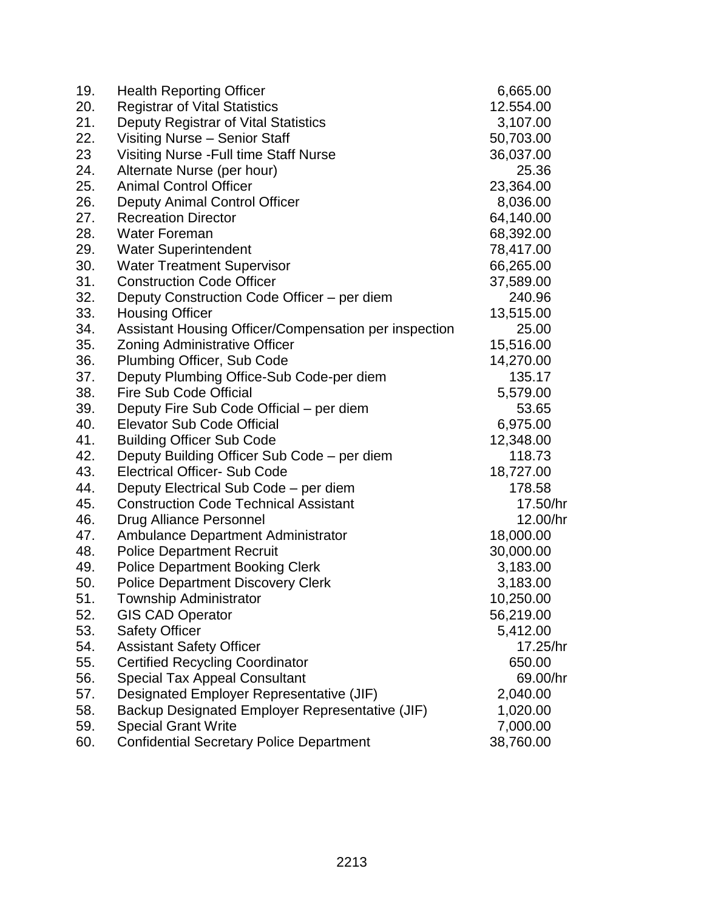| | | |
|---|---|---|
| 19. | Health Reporting Officer | 6,665.00 |
| 20. | Registrar of Vital Statistics | 12.554.00 |
| 21. | Deputy Registrar of Vital Statistics | 3,107.00 |
| 22. | Visiting Nurse – Senior Staff | 50,703.00 |
| 23 | Visiting Nurse -Full time Staff Nurse | 36,037.00 |
| 24. | Alternate Nurse (per hour) | 25.36 |
| 25. | Animal Control Officer | 23,364.00 |
| 26. | Deputy Animal Control Officer | 8,036.00 |
| 27. | Recreation Director | 64,140.00 |
| 28. | Water Foreman | 68,392.00 |
| 29. | Water Superintendent | 78,417.00 |
| 30. | Water Treatment Supervisor | 66,265.00 |
| 31. | Construction Code Officer | 37,589.00 |
| 32. | Deputy Construction Code Officer – per diem | 240.96 |
| 33. | Housing Officer | 13,515.00 |
| 34. | Assistant Housing Officer/Compensation per inspection | 25.00 |
| 35. | Zoning Administrative Officer | 15,516.00 |
| 36. | Plumbing Officer, Sub Code | 14,270.00 |
| 37. | Deputy Plumbing Office-Sub Code-per diem | 135.17 |
| 38. | Fire Sub Code Official | 5,579.00 |
| 39. | Deputy Fire Sub Code Official – per diem | 53.65 |
| 40. | Elevator Sub Code Official | 6,975.00 |
| 41. | Building Officer Sub Code | 12,348.00 |
| 42. | Deputy Building Officer Sub Code – per diem | 118.73 |
| 43. | Electrical Officer- Sub Code | 18,727.00 |
| 44. | Deputy Electrical Sub Code – per diem | 178.58 |
| 45. | Construction Code Technical Assistant | 17.50/hr |
| 46. | Drug Alliance Personnel | 12.00/hr |
| 47. | Ambulance Department Administrator | 18,000.00 |
| 48. | Police Department Recruit | 30,000.00 |
| 49. | Police Department Booking Clerk | 3,183.00 |
| 50. | Police Department Discovery Clerk | 3,183.00 |
| 51. | Township Administrator | 10,250.00 |
| 52. | GIS CAD Operator | 56,219.00 |
| 53. | Safety Officer | 5,412.00 |
| 54. | Assistant Safety Officer | 17.25/hr |
| 55. | Certified Recycling Coordinator | 650.00 |
| 56. | Special Tax Appeal Consultant | 69.00/hr |
| 57. | Designated Employer Representative (JIF) | 2,040.00 |
| 58. | Backup Designated Employer Representative (JIF) | 1,020.00 |
| 59. | Special Grant Write | 7,000.00 |
| 60. | Confidential Secretary Police Department | 38,760.00 |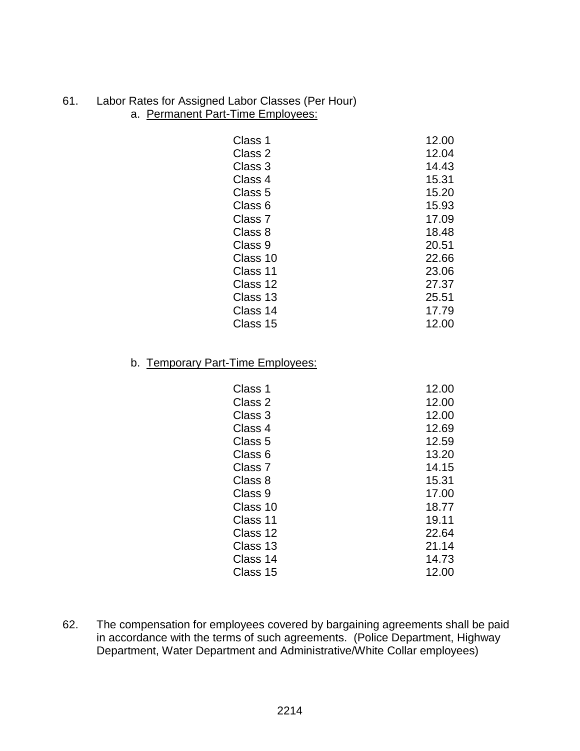61. Labor Rates for Assigned Labor Classes (Per Hour)

a. Permanent Part-Time Employees:

| Class | Rate |
|---|---|
| Class 1 | 12.00 |
| Class 2 | 12.04 |
| Class 3 | 14.43 |
| Class 4 | 15.31 |
| Class 5 | 15.20 |
| Class 6 | 15.93 |
| Class 7 | 17.09 |
| Class 8 | 18.48 |
| Class 9 | 20.51 |
| Class 10 | 22.66 |
| Class 11 | 23.06 |
| Class 12 | 27.37 |
| Class 13 | 25.51 |
| Class 14 | 17.79 |
| Class 15 | 12.00 |

b. Temporary Part-Time Employees:

| Class | Rate |
|---|---|
| Class 1 | 12.00 |
| Class 2 | 12.00 |
| Class 3 | 12.00 |
| Class 4 | 12.69 |
| Class 5 | 12.59 |
| Class 6 | 13.20 |
| Class 7 | 14.15 |
| Class 8 | 15.31 |
| Class 9 | 17.00 |
| Class 10 | 18.77 |
| Class 11 | 19.11 |
| Class 12 | 22.64 |
| Class 13 | 21.14 |
| Class 14 | 14.73 |
| Class 15 | 12.00 |

62. The compensation for employees covered by bargaining agreements shall be paid in accordance with the terms of such agreements. (Police Department, Highway Department, Water Department and Administrative/White Collar employees)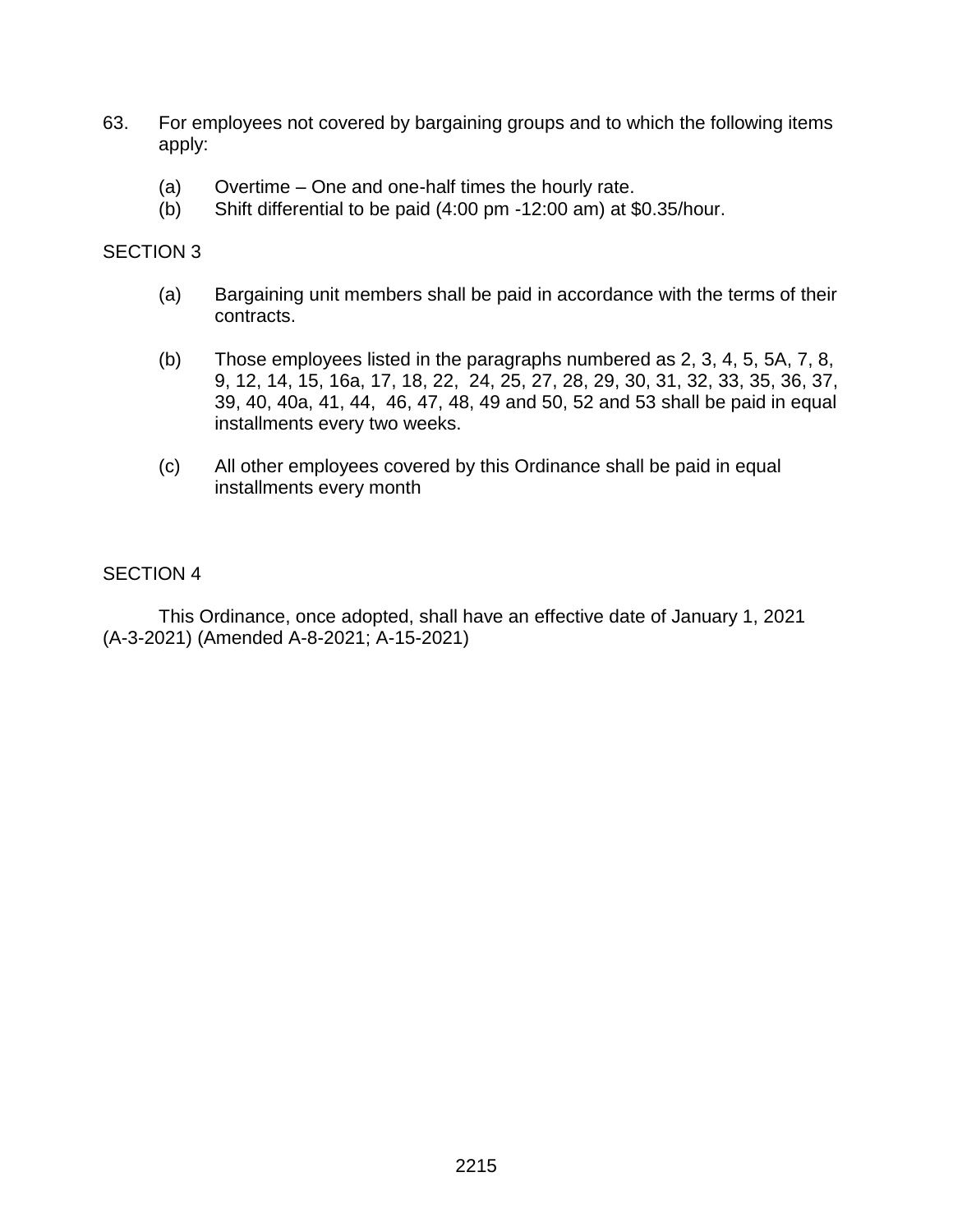63. For employees not covered by bargaining groups and to which the following items apply:

    (a) Overtime – One and one-half times the hourly rate.
    (b) Shift differential to be paid (4:00 pm -12:00 am) at $0.35/hour.

SECTION 3

(a) Bargaining unit members shall be paid in accordance with the terms of their contracts.

(b) Those employees listed in the paragraphs numbered as 2, 3, 4, 5, 5A, 7, 8, 9, 12, 14, 15, 16a, 17, 18, 22, 24, 25, 27, 28, 29, 30, 31, 32, 33, 35, 36, 37, 39, 40, 40a, 41, 44, 46, 47, 48, 49 and 50, 52 and 53 shall be paid in equal installments every two weeks.

(c) All other employees covered by this Ordinance shall be paid in equal installments every month

SECTION 4

This Ordinance, once adopted, shall have an effective date of January 1, 2021 (A-3-2021) (Amended A-8-2021; A-15-2021)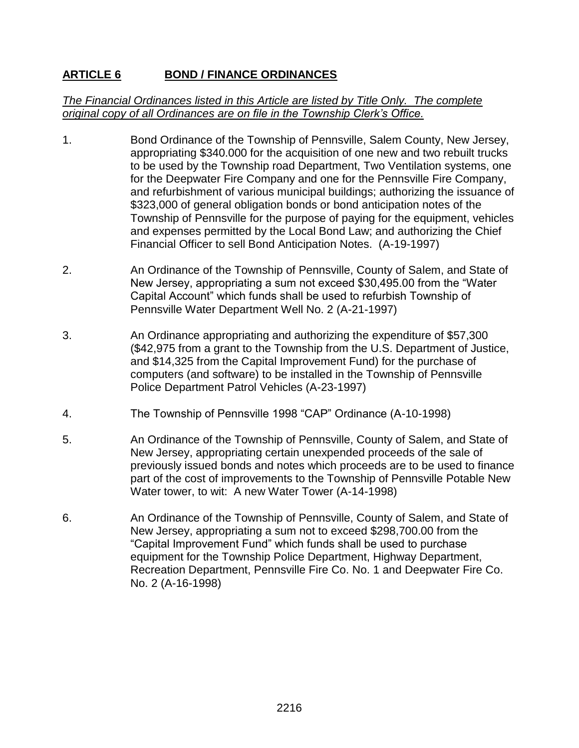## **ARTICLE 6 BOND / FINANCE ORDINANCES**

*The Financial Ordinances listed in this Article are listed by Title Only. The complete original copy of all Ordinances are on file in the Township Clerk's Office.*

1. Bond Ordinance of the Township of Pennsville, Salem County, New Jersey, appropriating $340.000 for the acquisition of one new and two rebuilt trucks to be used by the Township road Department, Two Ventilation systems, one for the Deepwater Fire Company and one for the Pennsville Fire Company, and refurbishment of various municipal buildings; authorizing the issuance of $323,000 of general obligation bonds or bond anticipation notes of the Township of Pennsville for the purpose of paying for the equipment, vehicles and expenses permitted by the Local Bond Law; and authorizing the Chief Financial Officer to sell Bond Anticipation Notes. (A-19-1997)

2. An Ordinance of the Township of Pennsville, County of Salem, and State of New Jersey, appropriating a sum not exceed $30,495.00 from the "Water Capital Account" which funds shall be used to refurbish Township of Pennsville Water Department Well No. 2 (A-21-1997)

3. An Ordinance appropriating and authorizing the expenditure of $57,300 ($42,975 from a grant to the Township from the U.S. Department of Justice, and $14,325 from the Capital Improvement Fund) for the purchase of computers (and software) to be installed in the Township of Pennsville Police Department Patrol Vehicles (A-23-1997)

4. The Township of Pennsville 1998 "CAP" Ordinance (A-10-1998)

5. An Ordinance of the Township of Pennsville, County of Salem, and State of New Jersey, appropriating certain unexpended proceeds of the sale of previously issued bonds and notes which proceeds are to be used to finance part of the cost of improvements to the Township of Pennsville Potable New Water tower, to wit: A new Water Tower (A-14-1998)

6. An Ordinance of the Township of Pennsville, County of Salem, and State of New Jersey, appropriating a sum not to exceed $298,700.00 from the "Capital Improvement Fund" which funds shall be used to purchase equipment for the Township Police Department, Highway Department, Recreation Department, Pennsville Fire Co. No. 1 and Deepwater Fire Co. No. 2 (A-16-1998)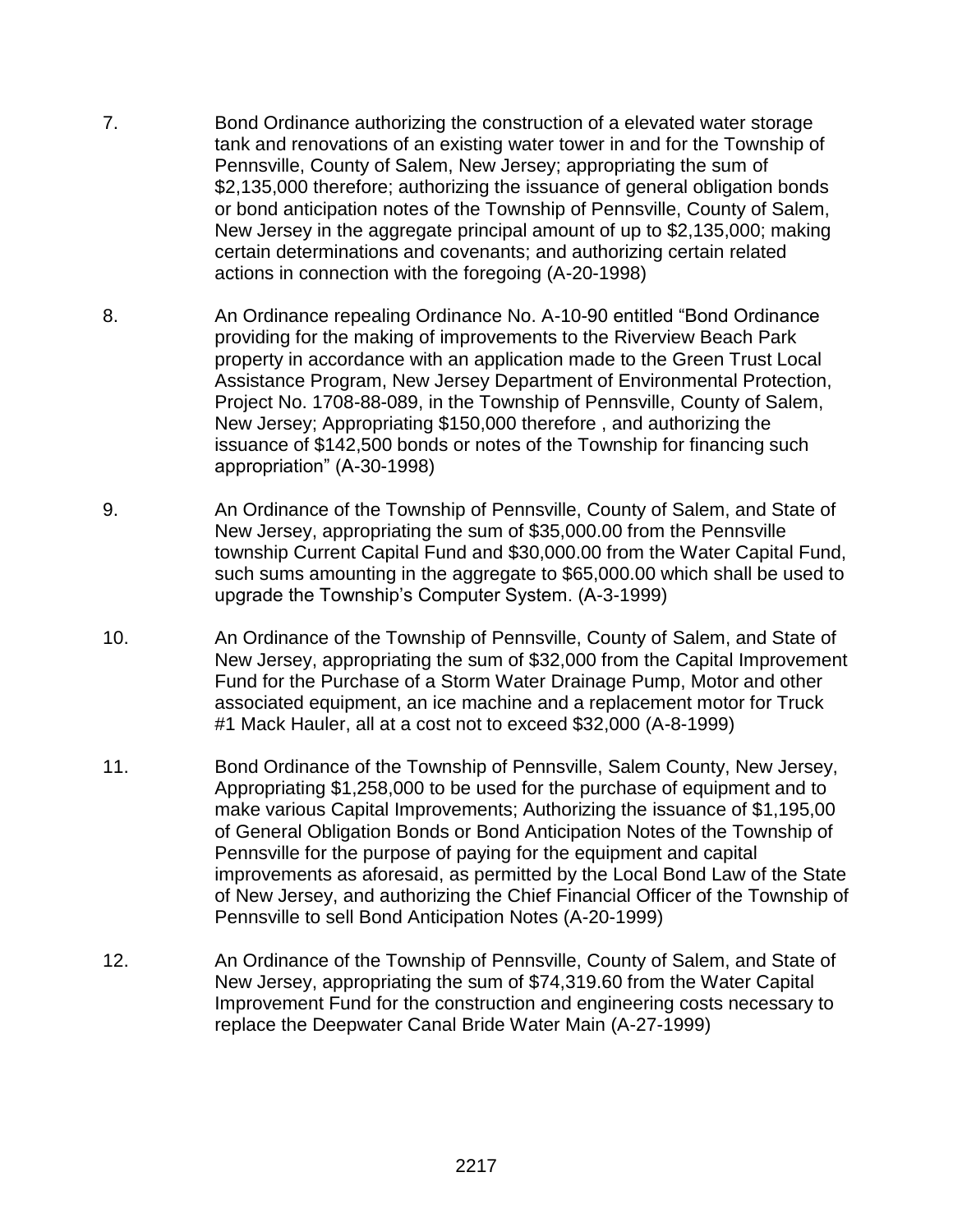7. Bond Ordinance authorizing the construction of a elevated water storage tank and renovations of an existing water tower in and for the Township of Pennsville, County of Salem, New Jersey; appropriating the sum of $2,135,000 therefore; authorizing the issuance of general obligation bonds or bond anticipation notes of the Township of Pennsville, County of Salem, New Jersey in the aggregate principal amount of up to $2,135,000; making certain determinations and covenants; and authorizing certain related actions in connection with the foregoing (A-20-1998)

8. An Ordinance repealing Ordinance No. A-10-90 entitled "Bond Ordinance providing for the making of improvements to the Riverview Beach Park property in accordance with an application made to the Green Trust Local Assistance Program, New Jersey Department of Environmental Protection, Project No. 1708-88-089, in the Township of Pennsville, County of Salem, New Jersey; Appropriating $150,000 therefore , and authorizing the issuance of $142,500 bonds or notes of the Township for financing such appropriation" (A-30-1998)

9. An Ordinance of the Township of Pennsville, County of Salem, and State of New Jersey, appropriating the sum of $35,000.00 from the Pennsville township Current Capital Fund and $30,000.00 from the Water Capital Fund, such sums amounting in the aggregate to $65,000.00 which shall be used to upgrade the Township's Computer System. (A-3-1999)

10. An Ordinance of the Township of Pennsville, County of Salem, and State of New Jersey, appropriating the sum of $32,000 from the Capital Improvement Fund for the Purchase of a Storm Water Drainage Pump, Motor and other associated equipment, an ice machine and a replacement motor for Truck #1 Mack Hauler, all at a cost not to exceed $32,000 (A-8-1999)

11. Bond Ordinance of the Township of Pennsville, Salem County, New Jersey, Appropriating $1,258,000 to be used for the purchase of equipment and to make various Capital Improvements; Authorizing the issuance of $1,195,00 of General Obligation Bonds or Bond Anticipation Notes of the Township of Pennsville for the purpose of paying for the equipment and capital improvements as aforesaid, as permitted by the Local Bond Law of the State of New Jersey, and authorizing the Chief Financial Officer of the Township of Pennsville to sell Bond Anticipation Notes (A-20-1999)

12. An Ordinance of the Township of Pennsville, County of Salem, and State of New Jersey, appropriating the sum of $74,319.60 from the Water Capital Improvement Fund for the construction and engineering costs necessary to replace the Deepwater Canal Bride Water Main (A-27-1999)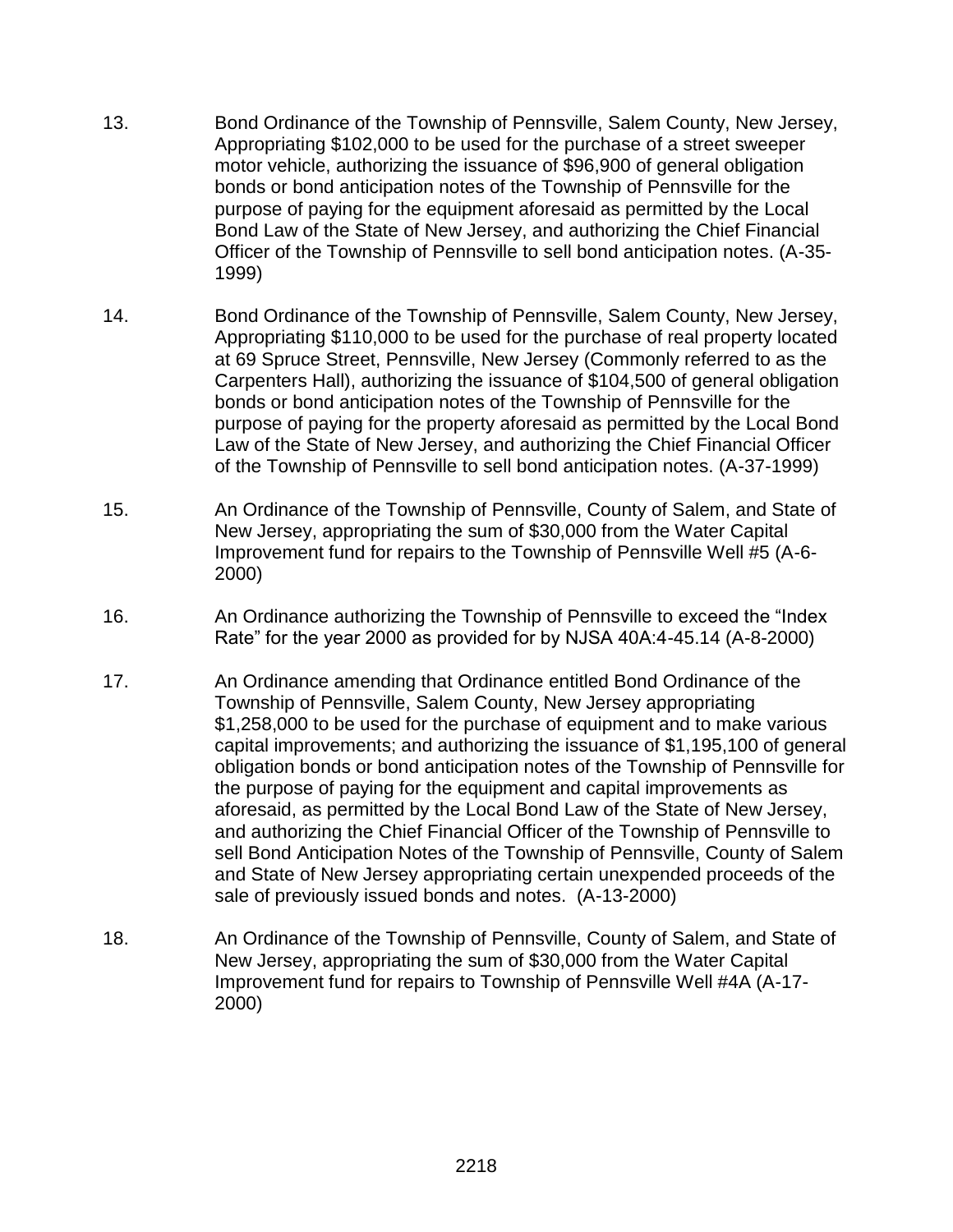13. Bond Ordinance of the Township of Pennsville, Salem County, New Jersey, Appropriating $102,000 to be used for the purchase of a street sweeper motor vehicle, authorizing the issuance of $96,900 of general obligation bonds or bond anticipation notes of the Township of Pennsville for the purpose of paying for the equipment aforesaid as permitted by the Local Bond Law of the State of New Jersey, and authorizing the Chief Financial Officer of the Township of Pennsville to sell bond anticipation notes. (A-35-1999)

14. Bond Ordinance of the Township of Pennsville, Salem County, New Jersey, Appropriating $110,000 to be used for the purchase of real property located at 69 Spruce Street, Pennsville, New Jersey (Commonly referred to as the Carpenters Hall), authorizing the issuance of $104,500 of general obligation bonds or bond anticipation notes of the Township of Pennsville for the purpose of paying for the property aforesaid as permitted by the Local Bond Law of the State of New Jersey, and authorizing the Chief Financial Officer of the Township of Pennsville to sell bond anticipation notes. (A-37-1999)

15. An Ordinance of the Township of Pennsville, County of Salem, and State of New Jersey, appropriating the sum of $30,000 from the Water Capital Improvement fund for repairs to the Township of Pennsville Well #5 (A-6-2000)

16. An Ordinance authorizing the Township of Pennsville to exceed the "Index Rate" for the year 2000 as provided for by NJSA 40A:4-45.14 (A-8-2000)

17. An Ordinance amending that Ordinance entitled Bond Ordinance of the Township of Pennsville, Salem County, New Jersey appropriating $1,258,000 to be used for the purchase of equipment and to make various capital improvements; and authorizing the issuance of $1,195,100 of general obligation bonds or bond anticipation notes of the Township of Pennsville for the purpose of paying for the equipment and capital improvements as aforesaid, as permitted by the Local Bond Law of the State of New Jersey, and authorizing the Chief Financial Officer of the Township of Pennsville to sell Bond Anticipation Notes of the Township of Pennsville, County of Salem and State of New Jersey appropriating certain unexpended proceeds of the sale of previously issued bonds and notes. (A-13-2000)

18. An Ordinance of the Township of Pennsville, County of Salem, and State of New Jersey, appropriating the sum of $30,000 from the Water Capital Improvement fund for repairs to Township of Pennsville Well #4A (A-17-2000)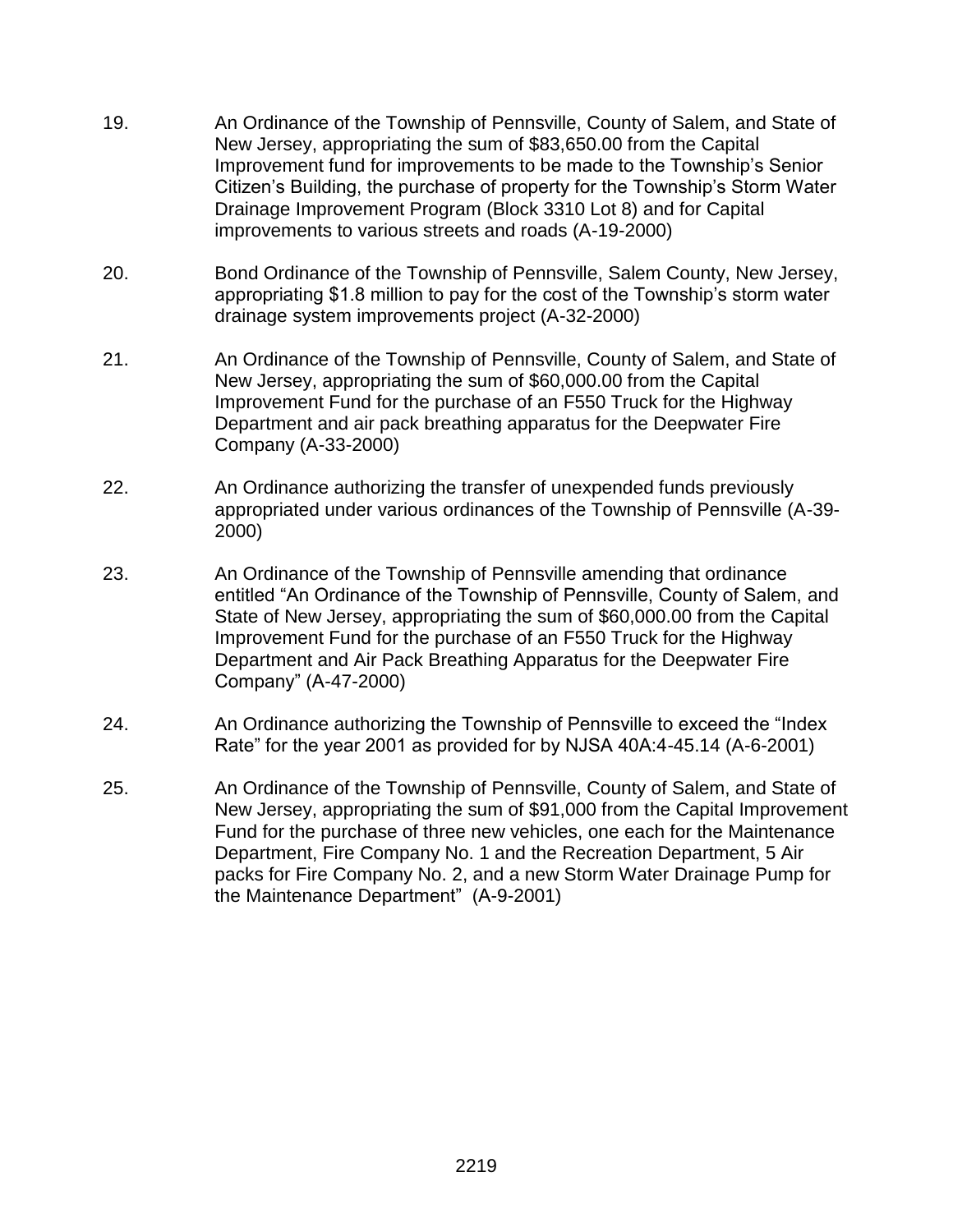19. An Ordinance of the Township of Pennsville, County of Salem, and State of New Jersey, appropriating the sum of $83,650.00 from the Capital Improvement fund for improvements to be made to the Township's Senior Citizen's Building, the purchase of property for the Township's Storm Water Drainage Improvement Program (Block 3310 Lot 8) and for Capital improvements to various streets and roads (A-19-2000)

20. Bond Ordinance of the Township of Pennsville, Salem County, New Jersey, appropriating $1.8 million to pay for the cost of the Township's storm water drainage system improvements project (A-32-2000)

21. An Ordinance of the Township of Pennsville, County of Salem, and State of New Jersey, appropriating the sum of $60,000.00 from the Capital Improvement Fund for the purchase of an F550 Truck for the Highway Department and air pack breathing apparatus for the Deepwater Fire Company (A-33-2000)

22. An Ordinance authorizing the transfer of unexpended funds previously appropriated under various ordinances of the Township of Pennsville (A-39-2000)

23. An Ordinance of the Township of Pennsville amending that ordinance entitled "An Ordinance of the Township of Pennsville, County of Salem, and State of New Jersey, appropriating the sum of $60,000.00 from the Capital Improvement Fund for the purchase of an F550 Truck for the Highway Department and Air Pack Breathing Apparatus for the Deepwater Fire Company" (A-47-2000)

24. An Ordinance authorizing the Township of Pennsville to exceed the "Index Rate" for the year 2001 as provided for by NJSA 40A:4-45.14 (A-6-2001)

25. An Ordinance of the Township of Pennsville, County of Salem, and State of New Jersey, appropriating the sum of $91,000 from the Capital Improvement Fund for the purchase of three new vehicles, one each for the Maintenance Department, Fire Company No. 1 and the Recreation Department, 5 Air packs for Fire Company No. 2, and a new Storm Water Drainage Pump for the Maintenance Department" (A-9-2001)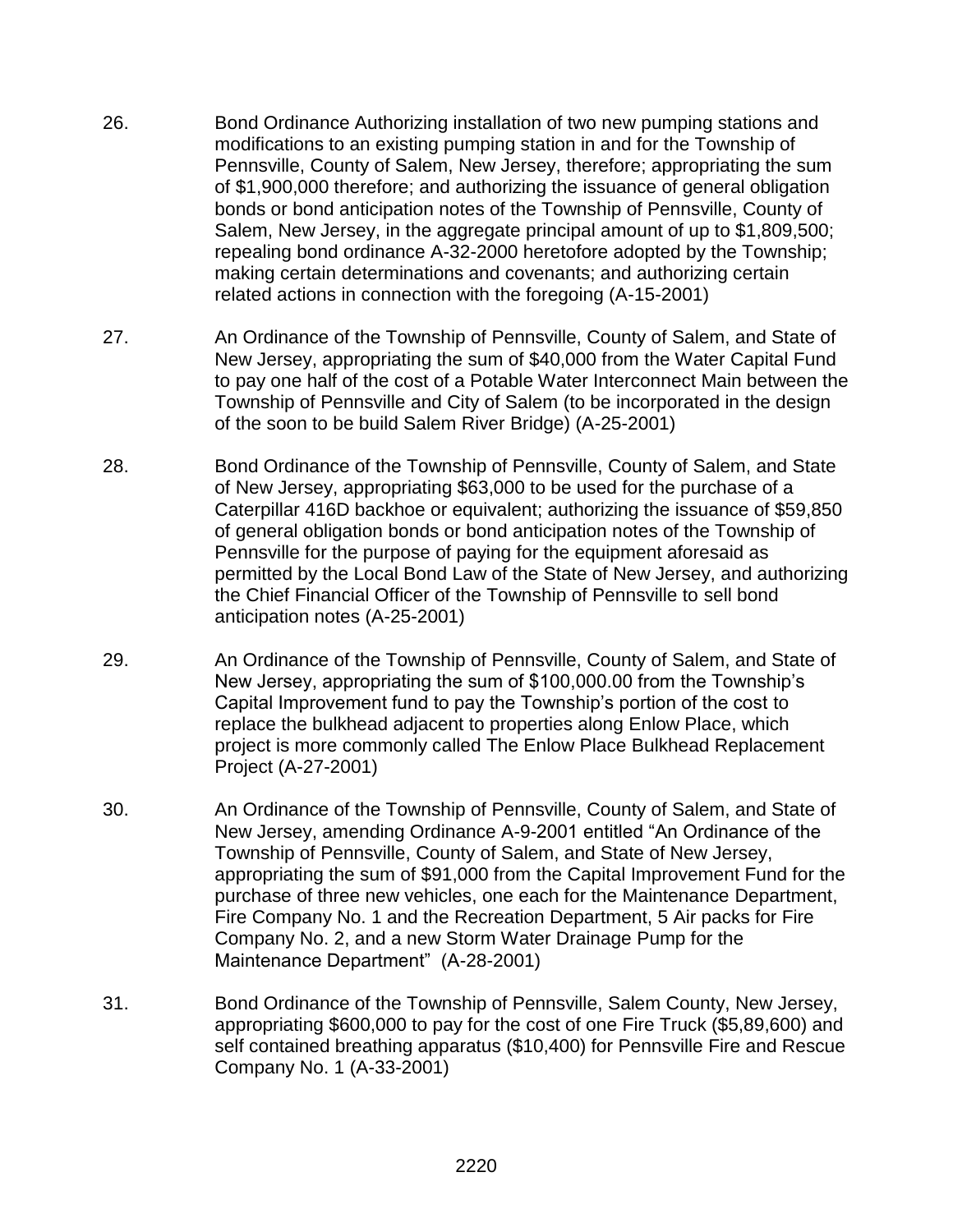26. Bond Ordinance Authorizing installation of two new pumping stations and modifications to an existing pumping station in and for the Township of Pennsville, County of Salem, New Jersey, therefore; appropriating the sum of $1,900,000 therefore; and authorizing the issuance of general obligation bonds or bond anticipation notes of the Township of Pennsville, County of Salem, New Jersey, in the aggregate principal amount of up to $1,809,500; repealing bond ordinance A-32-2000 heretofore adopted by the Township; making certain determinations and covenants; and authorizing certain related actions in connection with the foregoing (A-15-2001)

27. An Ordinance of the Township of Pennsville, County of Salem, and State of New Jersey, appropriating the sum of $40,000 from the Water Capital Fund to pay one half of the cost of a Potable Water Interconnect Main between the Township of Pennsville and City of Salem (to be incorporated in the design of the soon to be build Salem River Bridge) (A-25-2001)

28. Bond Ordinance of the Township of Pennsville, County of Salem, and State of New Jersey, appropriating $63,000 to be used for the purchase of a Caterpillar 416D backhoe or equivalent; authorizing the issuance of $59,850 of general obligation bonds or bond anticipation notes of the Township of Pennsville for the purpose of paying for the equipment aforesaid as permitted by the Local Bond Law of the State of New Jersey, and authorizing the Chief Financial Officer of the Township of Pennsville to sell bond anticipation notes (A-25-2001)

29. An Ordinance of the Township of Pennsville, County of Salem, and State of New Jersey, appropriating the sum of $100,000.00 from the Township's Capital Improvement fund to pay the Township's portion of the cost to replace the bulkhead adjacent to properties along Enlow Place, which project is more commonly called The Enlow Place Bulkhead Replacement Project (A-27-2001)

30. An Ordinance of the Township of Pennsville, County of Salem, and State of New Jersey, amending Ordinance A-9-2001 entitled "An Ordinance of the Township of Pennsville, County of Salem, and State of New Jersey, appropriating the sum of $91,000 from the Capital Improvement Fund for the purchase of three new vehicles, one each for the Maintenance Department, Fire Company No. 1 and the Recreation Department, 5 Air packs for Fire Company No. 2, and a new Storm Water Drainage Pump for the Maintenance Department" (A-28-2001)

31. Bond Ordinance of the Township of Pennsville, Salem County, New Jersey, appropriating $600,000 to pay for the cost of one Fire Truck ($5,89,600) and self contained breathing apparatus ($10,400) for Pennsville Fire and Rescue Company No. 1 (A-33-2001)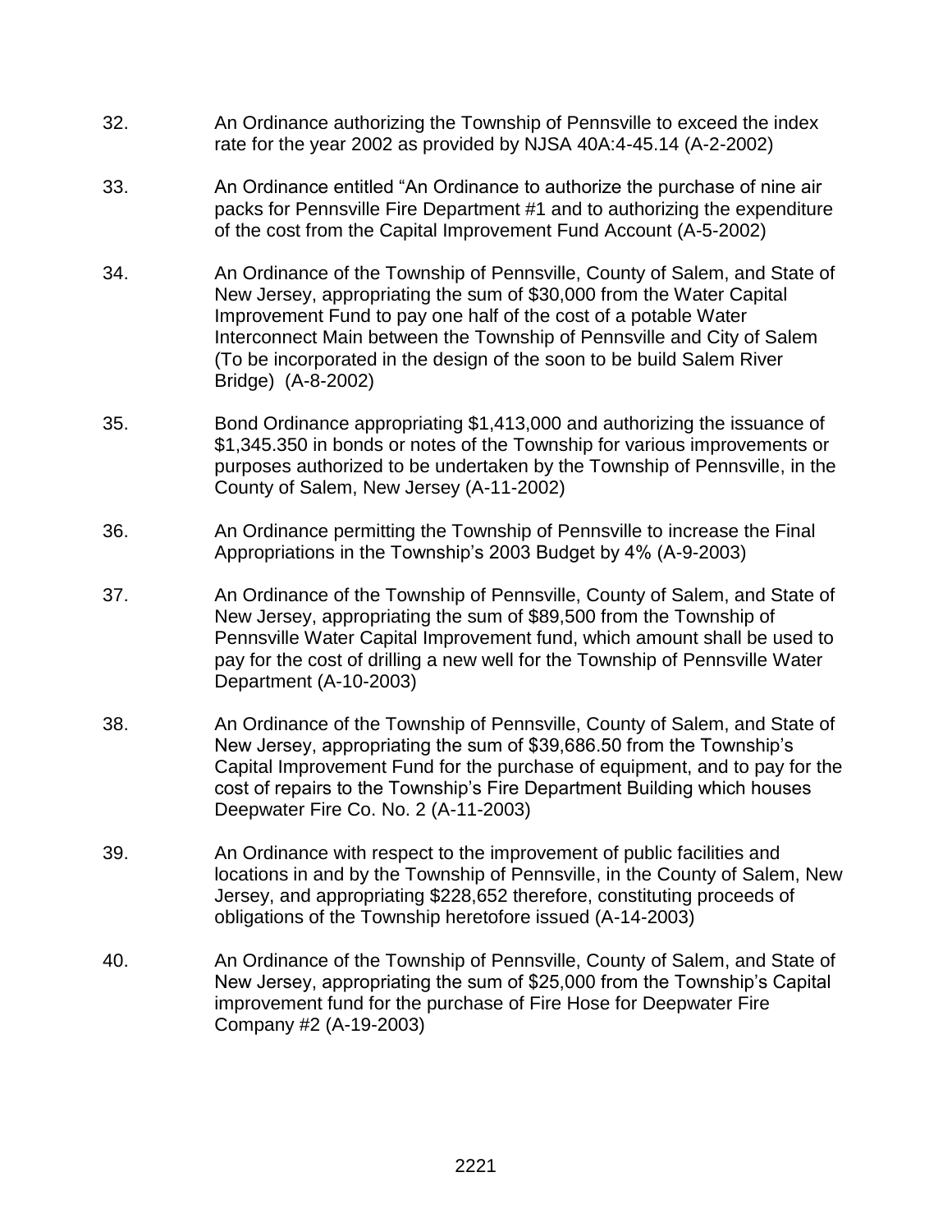32. An Ordinance authorizing the Township of Pennsville to exceed the index rate for the year 2002 as provided by NJSA 40A:4-45.14 (A-2-2002)

33. An Ordinance entitled "An Ordinance to authorize the purchase of nine air packs for Pennsville Fire Department #1 and to authorizing the expenditure of the cost from the Capital Improvement Fund Account (A-5-2002)

34. An Ordinance of the Township of Pennsville, County of Salem, and State of New Jersey, appropriating the sum of $30,000 from the Water Capital Improvement Fund to pay one half of the cost of a potable Water Interconnect Main between the Township of Pennsville and City of Salem (To be incorporated in the design of the soon to be build Salem River Bridge) (A-8-2002)

35. Bond Ordinance appropriating $1,413,000 and authorizing the issuance of $1,345.350 in bonds or notes of the Township for various improvements or purposes authorized to be undertaken by the Township of Pennsville, in the County of Salem, New Jersey (A-11-2002)

36. An Ordinance permitting the Township of Pennsville to increase the Final Appropriations in the Township's 2003 Budget by 4% (A-9-2003)

37. An Ordinance of the Township of Pennsville, County of Salem, and State of New Jersey, appropriating the sum of $89,500 from the Township of Pennsville Water Capital Improvement fund, which amount shall be used to pay for the cost of drilling a new well for the Township of Pennsville Water Department (A-10-2003)

38. An Ordinance of the Township of Pennsville, County of Salem, and State of New Jersey, appropriating the sum of $39,686.50 from the Township's Capital Improvement Fund for the purchase of equipment, and to pay for the cost of repairs to the Township's Fire Department Building which houses Deepwater Fire Co. No. 2 (A-11-2003)

39. An Ordinance with respect to the improvement of public facilities and locations in and by the Township of Pennsville, in the County of Salem, New Jersey, and appropriating $228,652 therefore, constituting proceeds of obligations of the Township heretofore issued (A-14-2003)

40. An Ordinance of the Township of Pennsville, County of Salem, and State of New Jersey, appropriating the sum of $25,000 from the Township's Capital improvement fund for the purchase of Fire Hose for Deepwater Fire Company #2 (A-19-2003)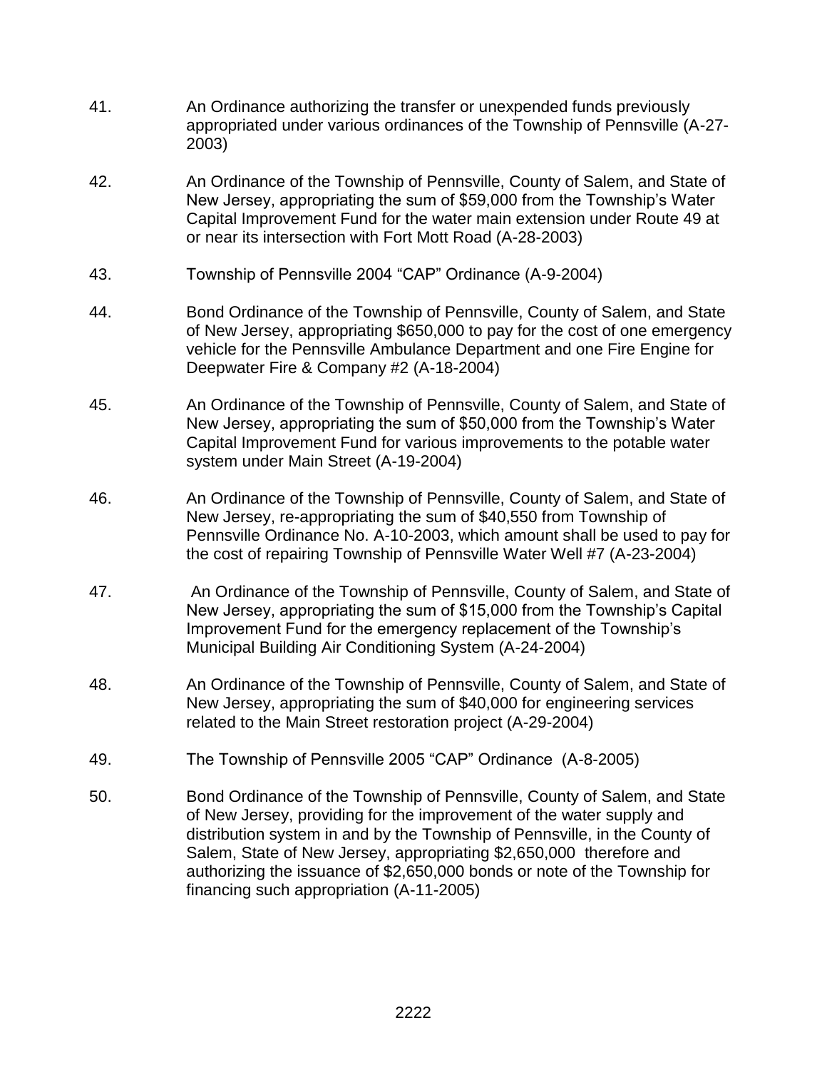41. An Ordinance authorizing the transfer or unexpended funds previously appropriated under various ordinances of the Township of Pennsville (A-27-2003)

42. An Ordinance of the Township of Pennsville, County of Salem, and State of New Jersey, appropriating the sum of $59,000 from the Township's Water Capital Improvement Fund for the water main extension under Route 49 at or near its intersection with Fort Mott Road (A-28-2003)

43. Township of Pennsville 2004 "CAP" Ordinance (A-9-2004)

44. Bond Ordinance of the Township of Pennsville, County of Salem, and State of New Jersey, appropriating $650,000 to pay for the cost of one emergency vehicle for the Pennsville Ambulance Department and one Fire Engine for Deepwater Fire & Company #2 (A-18-2004)

45. An Ordinance of the Township of Pennsville, County of Salem, and State of New Jersey, appropriating the sum of $50,000 from the Township's Water Capital Improvement Fund for various improvements to the potable water system under Main Street (A-19-2004)

46. An Ordinance of the Township of Pennsville, County of Salem, and State of New Jersey, re-appropriating the sum of $40,550 from Township of Pennsville Ordinance No. A-10-2003, which amount shall be used to pay for the cost of repairing Township of Pennsville Water Well #7 (A-23-2004)

47. An Ordinance of the Township of Pennsville, County of Salem, and State of New Jersey, appropriating the sum of $15,000 from the Township's Capital Improvement Fund for the emergency replacement of the Township's Municipal Building Air Conditioning System (A-24-2004)

48. An Ordinance of the Township of Pennsville, County of Salem, and State of New Jersey, appropriating the sum of $40,000 for engineering services related to the Main Street restoration project (A-29-2004)

49. The Township of Pennsville 2005 "CAP" Ordinance (A-8-2005)

50. Bond Ordinance of the Township of Pennsville, County of Salem, and State of New Jersey, providing for the improvement of the water supply and distribution system in and by the Township of Pennsville, in the County of Salem, State of New Jersey, appropriating $2,650,000 therefore and authorizing the issuance of $2,650,000 bonds or note of the Township for financing such appropriation (A-11-2005)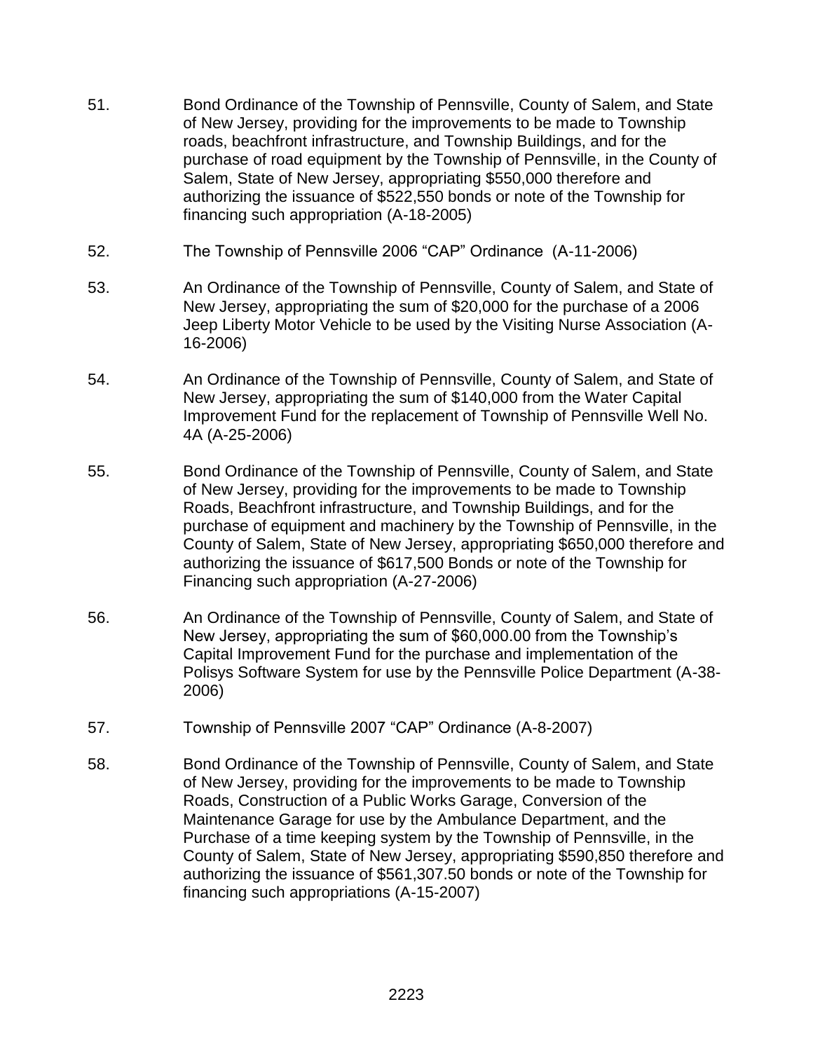51. Bond Ordinance of the Township of Pennsville, County of Salem, and State of New Jersey, providing for the improvements to be made to Township roads, beachfront infrastructure, and Township Buildings, and for the purchase of road equipment by the Township of Pennsville, in the County of Salem, State of New Jersey, appropriating $550,000 therefore and authorizing the issuance of $522,550 bonds or note of the Township for financing such appropriation (A-18-2005)

52. The Township of Pennsville 2006 "CAP" Ordinance (A-11-2006)

53. An Ordinance of the Township of Pennsville, County of Salem, and State of New Jersey, appropriating the sum of $20,000 for the purchase of a 2006 Jeep Liberty Motor Vehicle to be used by the Visiting Nurse Association (A-16-2006)

54. An Ordinance of the Township of Pennsville, County of Salem, and State of New Jersey, appropriating the sum of $140,000 from the Water Capital Improvement Fund for the replacement of Township of Pennsville Well No. 4A (A-25-2006)

55. Bond Ordinance of the Township of Pennsville, County of Salem, and State of New Jersey, providing for the improvements to be made to Township Roads, Beachfront infrastructure, and Township Buildings, and for the purchase of equipment and machinery by the Township of Pennsville, in the County of Salem, State of New Jersey, appropriating $650,000 therefore and authorizing the issuance of $617,500 Bonds or note of the Township for Financing such appropriation (A-27-2006)

56. An Ordinance of the Township of Pennsville, County of Salem, and State of New Jersey, appropriating the sum of $60,000.00 from the Township's Capital Improvement Fund for the purchase and implementation of the Polisys Software System for use by the Pennsville Police Department (A-38-2006)

57. Township of Pennsville 2007 "CAP" Ordinance (A-8-2007)

58. Bond Ordinance of the Township of Pennsville, County of Salem, and State of New Jersey, providing for the improvements to be made to Township Roads, Construction of a Public Works Garage, Conversion of the Maintenance Garage for use by the Ambulance Department, and the Purchase of a time keeping system by the Township of Pennsville, in the County of Salem, State of New Jersey, appropriating $590,850 therefore and authorizing the issuance of $561,307.50 bonds or note of the Township for financing such appropriations (A-15-2007)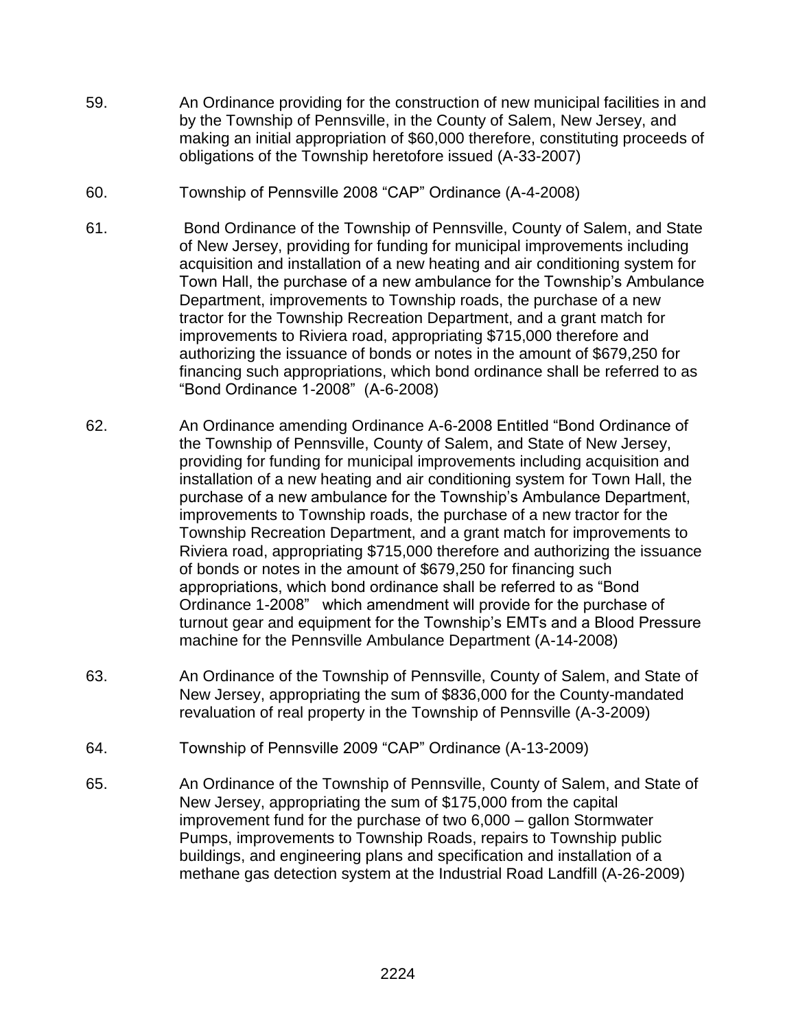59. An Ordinance providing for the construction of new municipal facilities in and by the Township of Pennsville, in the County of Salem, New Jersey, and making an initial appropriation of $60,000 therefore, constituting proceeds of obligations of the Township heretofore issued (A-33-2007)

60. Township of Pennsville 2008 "CAP" Ordinance (A-4-2008)

61. Bond Ordinance of the Township of Pennsville, County of Salem, and State of New Jersey, providing for funding for municipal improvements including acquisition and installation of a new heating and air conditioning system for Town Hall, the purchase of a new ambulance for the Township's Ambulance Department, improvements to Township roads, the purchase of a new tractor for the Township Recreation Department, and a grant match for improvements to Riviera road, appropriating $715,000 therefore and authorizing the issuance of bonds or notes in the amount of $679,250 for financing such appropriations, which bond ordinance shall be referred to as "Bond Ordinance 1-2008" (A-6-2008)

62. An Ordinance amending Ordinance A-6-2008 Entitled "Bond Ordinance of the Township of Pennsville, County of Salem, and State of New Jersey, providing for funding for municipal improvements including acquisition and installation of a new heating and air conditioning system for Town Hall, the purchase of a new ambulance for the Township's Ambulance Department, improvements to Township roads, the purchase of a new tractor for the Township Recreation Department, and a grant match for improvements to Riviera road, appropriating $715,000 therefore and authorizing the issuance of bonds or notes in the amount of $679,250 for financing such appropriations, which bond ordinance shall be referred to as "Bond Ordinance 1-2008" which amendment will provide for the purchase of turnout gear and equipment for the Township's EMTs and a Blood Pressure machine for the Pennsville Ambulance Department (A-14-2008)

63. An Ordinance of the Township of Pennsville, County of Salem, and State of New Jersey, appropriating the sum of $836,000 for the County-mandated revaluation of real property in the Township of Pennsville (A-3-2009)

64. Township of Pennsville 2009 "CAP" Ordinance (A-13-2009)

65. An Ordinance of the Township of Pennsville, County of Salem, and State of New Jersey, appropriating the sum of $175,000 from the capital improvement fund for the purchase of two 6,000 – gallon Stormwater Pumps, improvements to Township Roads, repairs to Township public buildings, and engineering plans and specification and installation of a methane gas detection system at the Industrial Road Landfill (A-26-2009)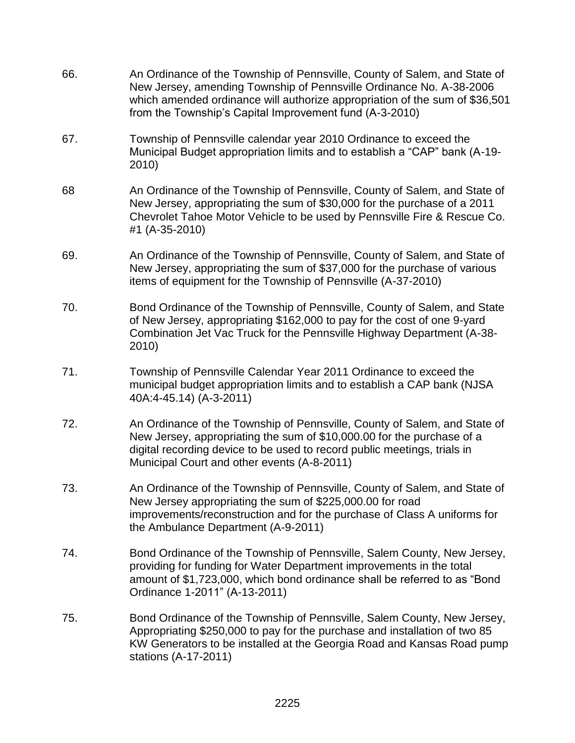66. An Ordinance of the Township of Pennsville, County of Salem, and State of New Jersey, amending Township of Pennsville Ordinance No. A-38-2006 which amended ordinance will authorize appropriation of the sum of $36,501 from the Township's Capital Improvement fund (A-3-2010)

67. Township of Pennsville calendar year 2010 Ordinance to exceed the Municipal Budget appropriation limits and to establish a "CAP" bank (A-19-2010)

68 An Ordinance of the Township of Pennsville, County of Salem, and State of New Jersey, appropriating the sum of $30,000 for the purchase of a 2011 Chevrolet Tahoe Motor Vehicle to be used by Pennsville Fire & Rescue Co. #1 (A-35-2010)

69. An Ordinance of the Township of Pennsville, County of Salem, and State of New Jersey, appropriating the sum of $37,000 for the purchase of various items of equipment for the Township of Pennsville (A-37-2010)

70. Bond Ordinance of the Township of Pennsville, County of Salem, and State of New Jersey, appropriating $162,000 to pay for the cost of one 9-yard Combination Jet Vac Truck for the Pennsville Highway Department (A-38-2010)

71. Township of Pennsville Calendar Year 2011 Ordinance to exceed the municipal budget appropriation limits and to establish a CAP bank (NJSA 40A:4-45.14) (A-3-2011)

72. An Ordinance of the Township of Pennsville, County of Salem, and State of New Jersey, appropriating the sum of $10,000.00 for the purchase of a digital recording device to be used to record public meetings, trials in Municipal Court and other events (A-8-2011)

73. An Ordinance of the Township of Pennsville, County of Salem, and State of New Jersey appropriating the sum of $225,000.00 for road improvements/reconstruction and for the purchase of Class A uniforms for the Ambulance Department (A-9-2011)

74. Bond Ordinance of the Township of Pennsville, Salem County, New Jersey, providing for funding for Water Department improvements in the total amount of $1,723,000, which bond ordinance shall be referred to as "Bond Ordinance 1-2011" (A-13-2011)

75. Bond Ordinance of the Township of Pennsville, Salem County, New Jersey, Appropriating $250,000 to pay for the purchase and installation of two 85 KW Generators to be installed at the Georgia Road and Kansas Road pump stations (A-17-2011)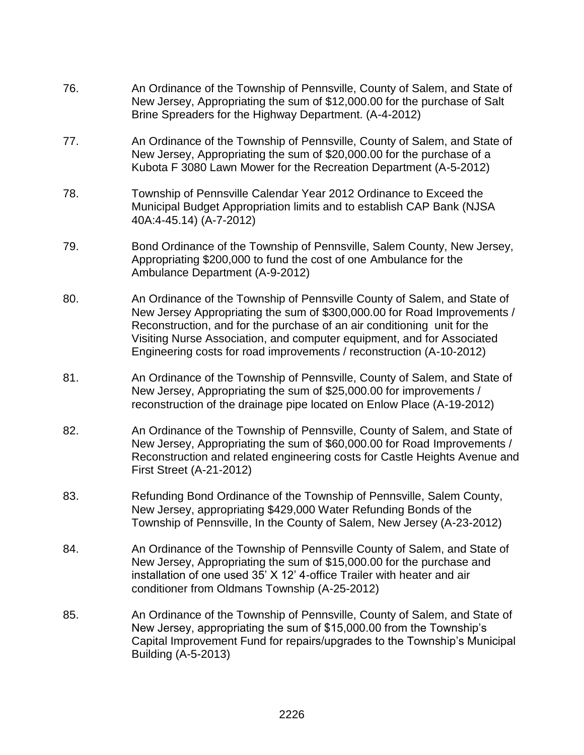76. An Ordinance of the Township of Pennsville, County of Salem, and State of New Jersey, Appropriating the sum of $12,000.00 for the purchase of Salt Brine Spreaders for the Highway Department. (A-4-2012)

77. An Ordinance of the Township of Pennsville, County of Salem, and State of New Jersey, Appropriating the sum of $20,000.00 for the purchase of a Kubota F 3080 Lawn Mower for the Recreation Department (A-5-2012)

78. Township of Pennsville Calendar Year 2012 Ordinance to Exceed the Municipal Budget Appropriation limits and to establish CAP Bank (NJSA 40A:4-45.14) (A-7-2012)

79. Bond Ordinance of the Township of Pennsville, Salem County, New Jersey, Appropriating $200,000 to fund the cost of one Ambulance for the Ambulance Department (A-9-2012)

80. An Ordinance of the Township of Pennsville County of Salem, and State of New Jersey Appropriating the sum of $300,000.00 for Road Improvements / Reconstruction, and for the purchase of an air conditioning unit for the Visiting Nurse Association, and computer equipment, and for Associated Engineering costs for road improvements / reconstruction (A-10-2012)

81. An Ordinance of the Township of Pennsville, County of Salem, and State of New Jersey, Appropriating the sum of $25,000.00 for improvements / reconstruction of the drainage pipe located on Enlow Place (A-19-2012)

82. An Ordinance of the Township of Pennsville, County of Salem, and State of New Jersey, Appropriating the sum of $60,000.00 for Road Improvements / Reconstruction and related engineering costs for Castle Heights Avenue and First Street (A-21-2012)

83. Refunding Bond Ordinance of the Township of Pennsville, Salem County, New Jersey, appropriating $429,000 Water Refunding Bonds of the Township of Pennsville, In the County of Salem, New Jersey (A-23-2012)

84. An Ordinance of the Township of Pennsville County of Salem, and State of New Jersey, Appropriating the sum of $15,000.00 for the purchase and installation of one used 35' X 12' 4-office Trailer with heater and air conditioner from Oldmans Township (A-25-2012)

85. An Ordinance of the Township of Pennsville, County of Salem, and State of New Jersey, appropriating the sum of $15,000.00 from the Township's Capital Improvement Fund for repairs/upgrades to the Township's Municipal Building (A-5-2013)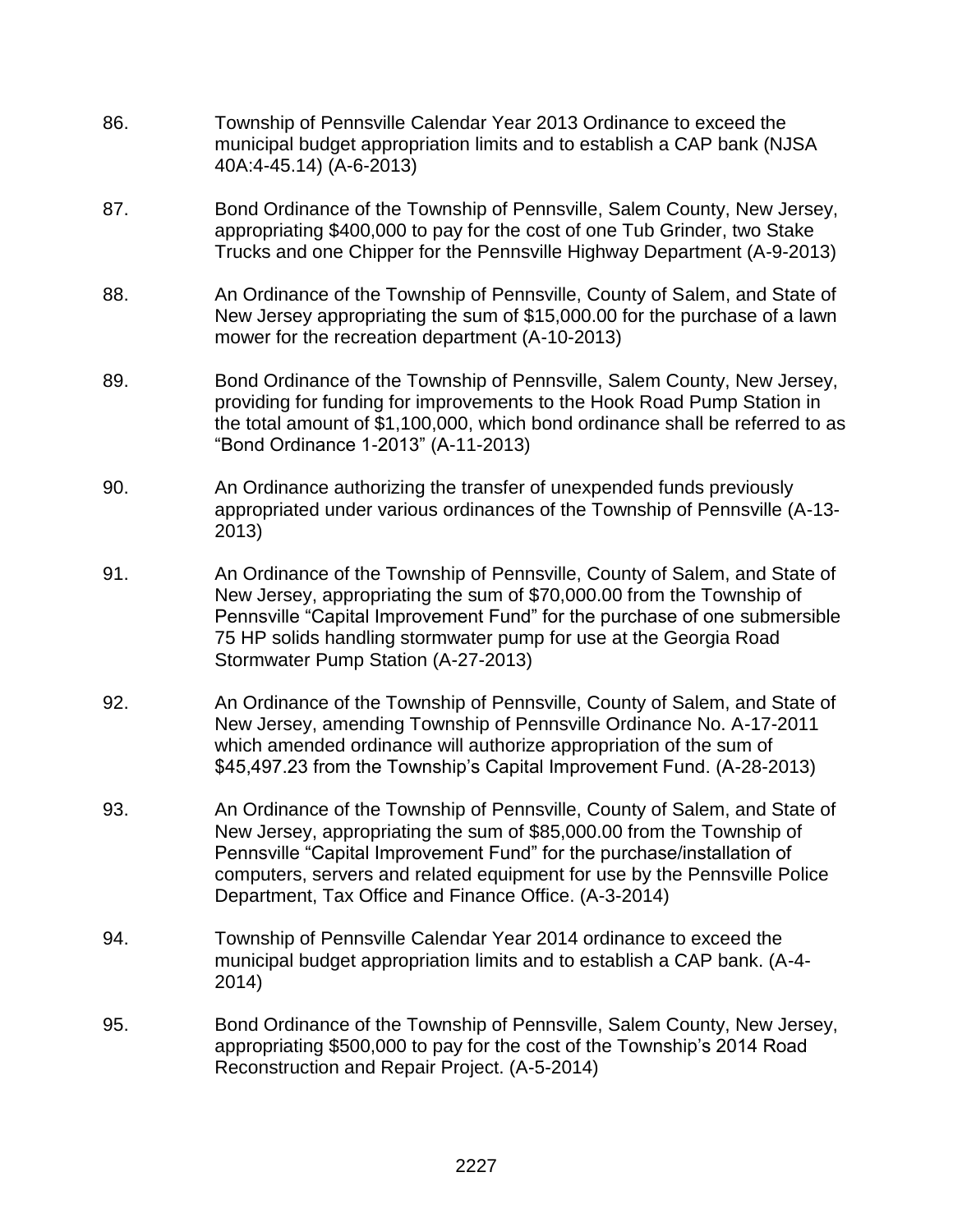86. Township of Pennsville Calendar Year 2013 Ordinance to exceed the municipal budget appropriation limits and to establish a CAP bank (NJSA 40A:4-45.14) (A-6-2013)

87. Bond Ordinance of the Township of Pennsville, Salem County, New Jersey, appropriating $400,000 to pay for the cost of one Tub Grinder, two Stake Trucks and one Chipper for the Pennsville Highway Department (A-9-2013)

88. An Ordinance of the Township of Pennsville, County of Salem, and State of New Jersey appropriating the sum of $15,000.00 for the purchase of a lawn mower for the recreation department (A-10-2013)

89. Bond Ordinance of the Township of Pennsville, Salem County, New Jersey, providing for funding for improvements to the Hook Road Pump Station in the total amount of $1,100,000, which bond ordinance shall be referred to as "Bond Ordinance 1-2013" (A-11-2013)

90. An Ordinance authorizing the transfer of unexpended funds previously appropriated under various ordinances of the Township of Pennsville (A-13-2013)

91. An Ordinance of the Township of Pennsville, County of Salem, and State of New Jersey, appropriating the sum of $70,000.00 from the Township of Pennsville "Capital Improvement Fund" for the purchase of one submersible 75 HP solids handling stormwater pump for use at the Georgia Road Stormwater Pump Station (A-27-2013)

92. An Ordinance of the Township of Pennsville, County of Salem, and State of New Jersey, amending Township of Pennsville Ordinance No. A-17-2011 which amended ordinance will authorize appropriation of the sum of $45,497.23 from the Township's Capital Improvement Fund. (A-28-2013)

93. An Ordinance of the Township of Pennsville, County of Salem, and State of New Jersey, appropriating the sum of $85,000.00 from the Township of Pennsville "Capital Improvement Fund" for the purchase/installation of computers, servers and related equipment for use by the Pennsville Police Department, Tax Office and Finance Office. (A-3-2014)

94. Township of Pennsville Calendar Year 2014 ordinance to exceed the municipal budget appropriation limits and to establish a CAP bank. (A-4-2014)

95. Bond Ordinance of the Township of Pennsville, Salem County, New Jersey, appropriating $500,000 to pay for the cost of the Township's 2014 Road Reconstruction and Repair Project. (A-5-2014)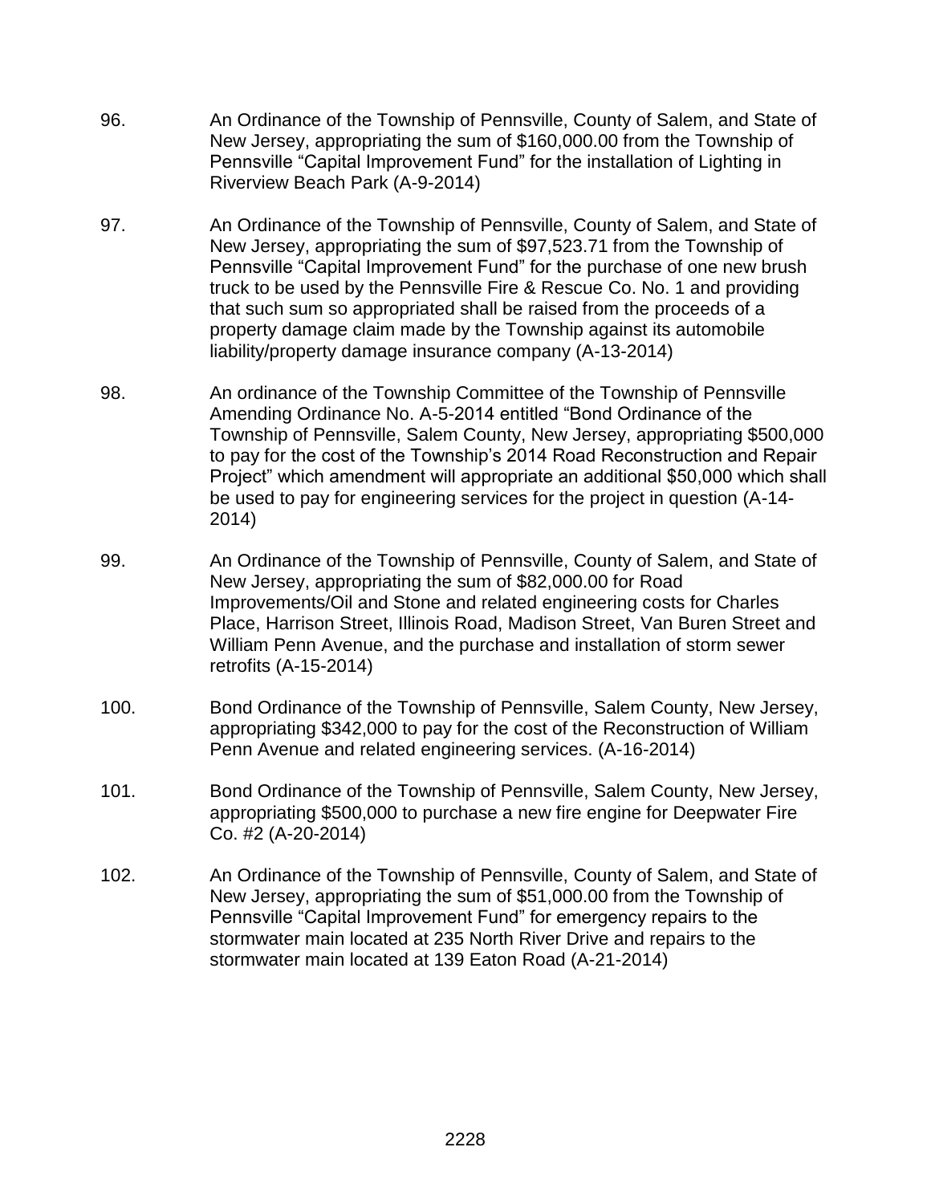96. An Ordinance of the Township of Pennsville, County of Salem, and State of New Jersey, appropriating the sum of $160,000.00 from the Township of Pennsville “Capital Improvement Fund” for the installation of Lighting in Riverview Beach Park (A-9-2014)

97. An Ordinance of the Township of Pennsville, County of Salem, and State of New Jersey, appropriating the sum of $97,523.71 from the Township of Pennsville “Capital Improvement Fund” for the purchase of one new brush truck to be used by the Pennsville Fire & Rescue Co. No. 1 and providing that such sum so appropriated shall be raised from the proceeds of a property damage claim made by the Township against its automobile liability/property damage insurance company (A-13-2014)

98. An ordinance of the Township Committee of the Township of Pennsville Amending Ordinance No. A-5-2014 entitled “Bond Ordinance of the Township of Pennsville, Salem County, New Jersey, appropriating $500,000 to pay for the cost of the Township’s 2014 Road Reconstruction and Repair Project” which amendment will appropriate an additional $50,000 which shall be used to pay for engineering services for the project in question (A-14-2014)

99. An Ordinance of the Township of Pennsville, County of Salem, and State of New Jersey, appropriating the sum of $82,000.00 for Road Improvements/Oil and Stone and related engineering costs for Charles Place, Harrison Street, Illinois Road, Madison Street, Van Buren Street and William Penn Avenue, and the purchase and installation of storm sewer retrofits (A-15-2014)

100. Bond Ordinance of the Township of Pennsville, Salem County, New Jersey, appropriating $342,000 to pay for the cost of the Reconstruction of William Penn Avenue and related engineering services. (A-16-2014)

101. Bond Ordinance of the Township of Pennsville, Salem County, New Jersey, appropriating $500,000 to purchase a new fire engine for Deepwater Fire Co. #2 (A-20-2014)

102. An Ordinance of the Township of Pennsville, County of Salem, and State of New Jersey, appropriating the sum of $51,000.00 from the Township of Pennsville “Capital Improvement Fund” for emergency repairs to the stormwater main located at 235 North River Drive and repairs to the stormwater main located at 139 Eaton Road (A-21-2014)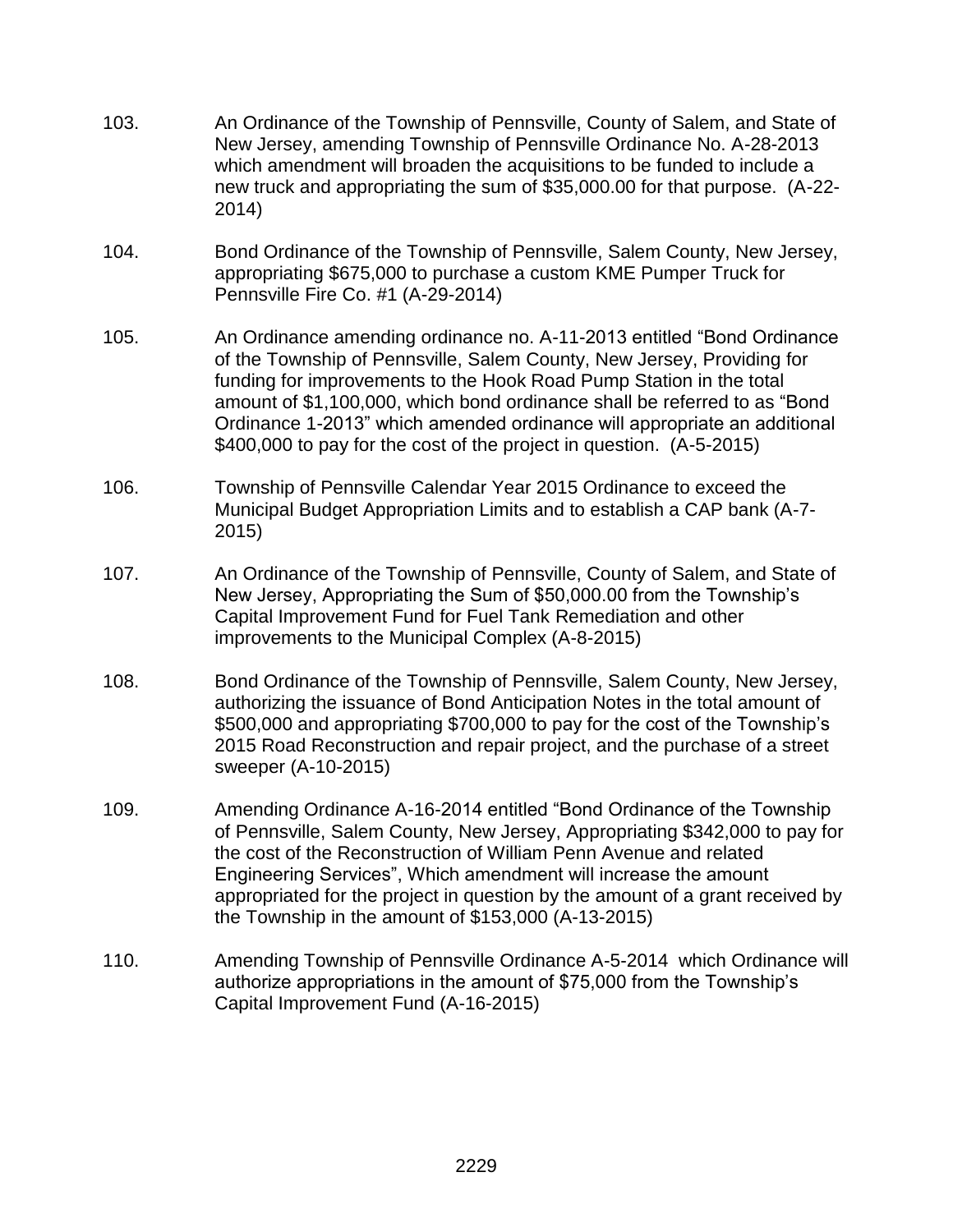103. An Ordinance of the Township of Pennsville, County of Salem, and State of New Jersey, amending Township of Pennsville Ordinance No. A-28-2013 which amendment will broaden the acquisitions to be funded to include a new truck and appropriating the sum of $35,000.00 for that purpose. (A-22-2014)

104. Bond Ordinance of the Township of Pennsville, Salem County, New Jersey, appropriating $675,000 to purchase a custom KME Pumper Truck for Pennsville Fire Co. #1 (A-29-2014)

105. An Ordinance amending ordinance no. A-11-2013 entitled "Bond Ordinance of the Township of Pennsville, Salem County, New Jersey, Providing for funding for improvements to the Hook Road Pump Station in the total amount of $1,100,000, which bond ordinance shall be referred to as "Bond Ordinance 1-2013" which amended ordinance will appropriate an additional $400,000 to pay for the cost of the project in question. (A-5-2015)

106. Township of Pennsville Calendar Year 2015 Ordinance to exceed the Municipal Budget Appropriation Limits and to establish a CAP bank (A-7-2015)

107. An Ordinance of the Township of Pennsville, County of Salem, and State of New Jersey, Appropriating the Sum of $50,000.00 from the Township's Capital Improvement Fund for Fuel Tank Remediation and other improvements to the Municipal Complex (A-8-2015)

108. Bond Ordinance of the Township of Pennsville, Salem County, New Jersey, authorizing the issuance of Bond Anticipation Notes in the total amount of $500,000 and appropriating $700,000 to pay for the cost of the Township's 2015 Road Reconstruction and repair project, and the purchase of a street sweeper (A-10-2015)

109. Amending Ordinance A-16-2014 entitled "Bond Ordinance of the Township of Pennsville, Salem County, New Jersey, Appropriating $342,000 to pay for the cost of the Reconstruction of William Penn Avenue and related Engineering Services", Which amendment will increase the amount appropriated for the project in question by the amount of a grant received by the Township in the amount of $153,000 (A-13-2015)

110. Amending Township of Pennsville Ordinance A-5-2014 which Ordinance will authorize appropriations in the amount of $75,000 from the Township's Capital Improvement Fund (A-16-2015)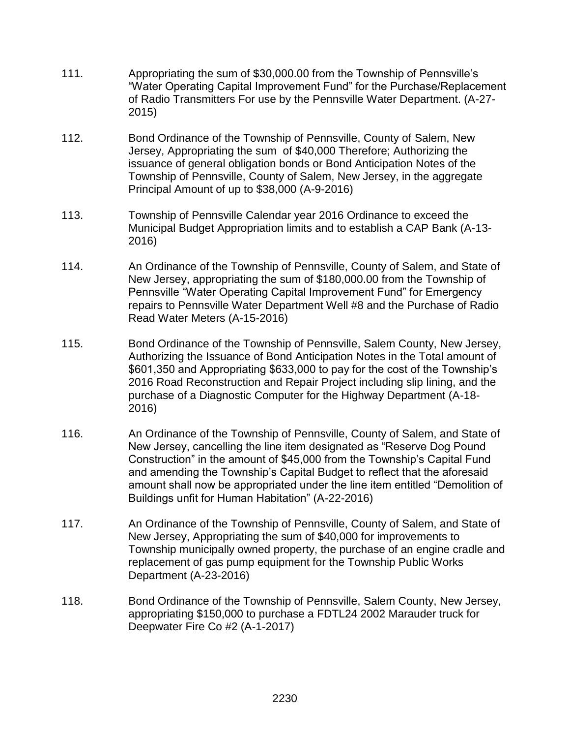111. Appropriating the sum of $30,000.00 from the Township of Pennsville's "Water Operating Capital Improvement Fund" for the Purchase/Replacement of Radio Transmitters For use by the Pennsville Water Department. (A-27-2015)

112. Bond Ordinance of the Township of Pennsville, County of Salem, New Jersey, Appropriating the sum of $40,000 Therefore; Authorizing the issuance of general obligation bonds or Bond Anticipation Notes of the Township of Pennsville, County of Salem, New Jersey, in the aggregate Principal Amount of up to $38,000 (A-9-2016)

113. Township of Pennsville Calendar year 2016 Ordinance to exceed the Municipal Budget Appropriation limits and to establish a CAP Bank (A-13-2016)

114. An Ordinance of the Township of Pennsville, County of Salem, and State of New Jersey, appropriating the sum of $180,000.00 from the Township of Pennsville "Water Operating Capital Improvement Fund" for Emergency repairs to Pennsville Water Department Well #8 and the Purchase of Radio Read Water Meters (A-15-2016)

115. Bond Ordinance of the Township of Pennsville, Salem County, New Jersey, Authorizing the Issuance of Bond Anticipation Notes in the Total amount of $601,350 and Appropriating $633,000 to pay for the cost of the Township's 2016 Road Reconstruction and Repair Project including slip lining, and the purchase of a Diagnostic Computer for the Highway Department (A-18-2016)

116. An Ordinance of the Township of Pennsville, County of Salem, and State of New Jersey, cancelling the line item designated as "Reserve Dog Pound Construction" in the amount of $45,000 from the Township's Capital Fund and amending the Township's Capital Budget to reflect that the aforesaid amount shall now be appropriated under the line item entitled "Demolition of Buildings unfit for Human Habitation" (A-22-2016)

117. An Ordinance of the Township of Pennsville, County of Salem, and State of New Jersey, Appropriating the sum of $40,000 for improvements to Township municipally owned property, the purchase of an engine cradle and replacement of gas pump equipment for the Township Public Works Department (A-23-2016)

118. Bond Ordinance of the Township of Pennsville, Salem County, New Jersey, appropriating $150,000 to purchase a FDTL24 2002 Marauder truck for Deepwater Fire Co #2 (A-1-2017)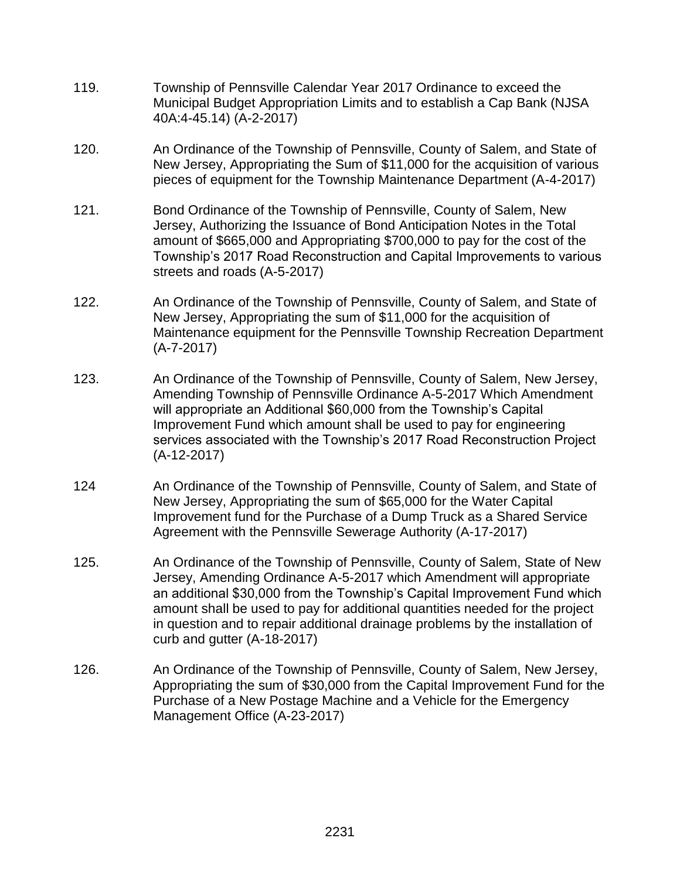119. Township of Pennsville Calendar Year 2017 Ordinance to exceed the Municipal Budget Appropriation Limits and to establish a Cap Bank (NJSA 40A:4-45.14) (A-2-2017)

120. An Ordinance of the Township of Pennsville, County of Salem, and State of New Jersey, Appropriating the Sum of $11,000 for the acquisition of various pieces of equipment for the Township Maintenance Department (A-4-2017)

121. Bond Ordinance of the Township of Pennsville, County of Salem, New Jersey, Authorizing the Issuance of Bond Anticipation Notes in the Total amount of $665,000 and Appropriating $700,000 to pay for the cost of the Township's 2017 Road Reconstruction and Capital Improvements to various streets and roads (A-5-2017)

122. An Ordinance of the Township of Pennsville, County of Salem, and State of New Jersey, Appropriating the sum of $11,000 for the acquisition of Maintenance equipment for the Pennsville Township Recreation Department (A-7-2017)

123. An Ordinance of the Township of Pennsville, County of Salem, New Jersey, Amending Township of Pennsville Ordinance A-5-2017 Which Amendment will appropriate an Additional $60,000 from the Township's Capital Improvement Fund which amount shall be used to pay for engineering services associated with the Township's 2017 Road Reconstruction Project (A-12-2017)

124 An Ordinance of the Township of Pennsville, County of Salem, and State of New Jersey, Appropriating the sum of $65,000 for the Water Capital Improvement fund for the Purchase of a Dump Truck as a Shared Service Agreement with the Pennsville Sewerage Authority (A-17-2017)

125. An Ordinance of the Township of Pennsville, County of Salem, State of New Jersey, Amending Ordinance A-5-2017 which Amendment will appropriate an additional $30,000 from the Township's Capital Improvement Fund which amount shall be used to pay for additional quantities needed for the project in question and to repair additional drainage problems by the installation of curb and gutter (A-18-2017)

126. An Ordinance of the Township of Pennsville, County of Salem, New Jersey, Appropriating the sum of $30,000 from the Capital Improvement Fund for the Purchase of a New Postage Machine and a Vehicle for the Emergency Management Office (A-23-2017)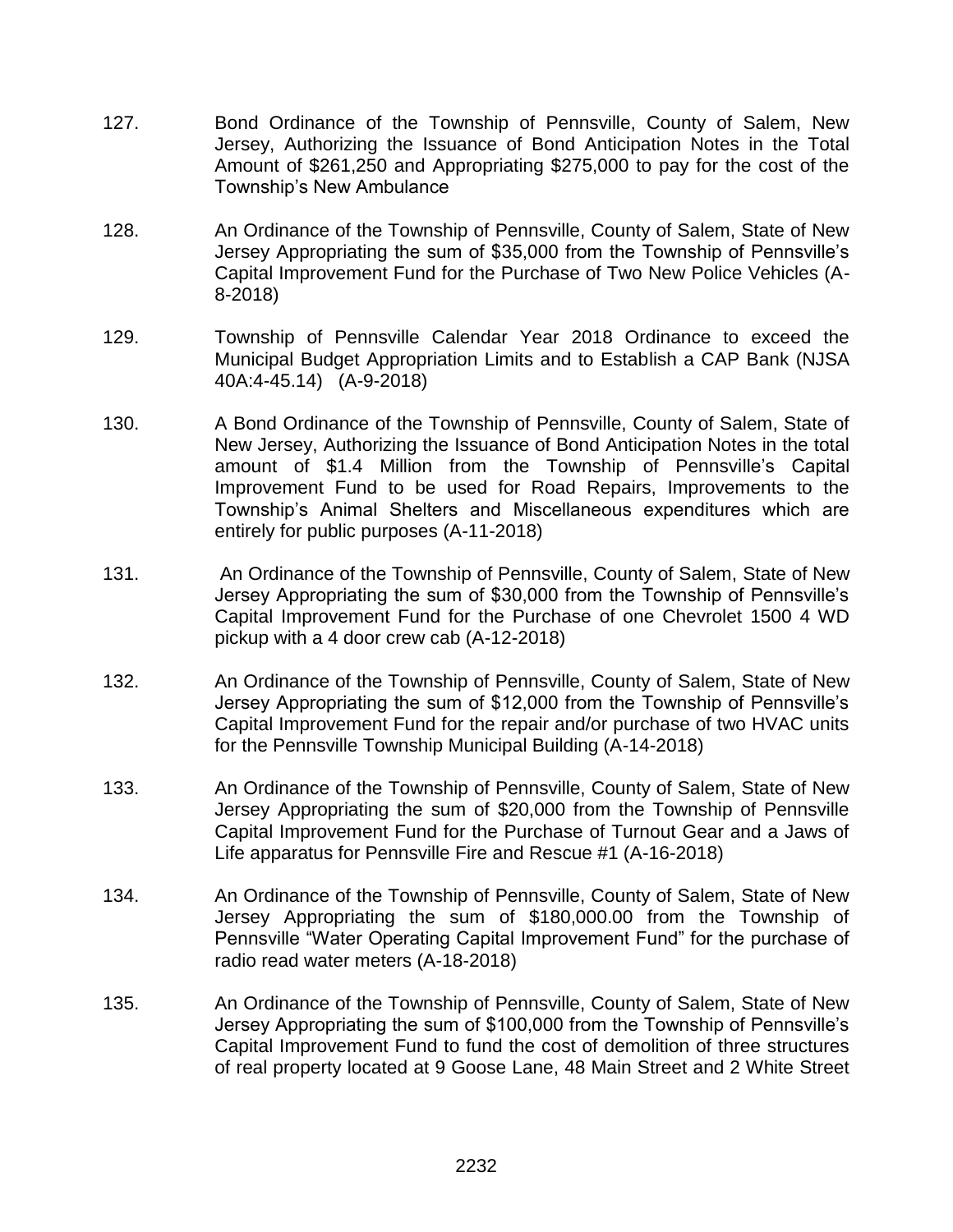127. Bond Ordinance of the Township of Pennsville, County of Salem, New Jersey, Authorizing the Issuance of Bond Anticipation Notes in the Total Amount of $261,250 and Appropriating $275,000 to pay for the cost of the Township's New Ambulance

128. An Ordinance of the Township of Pennsville, County of Salem, State of New Jersey Appropriating the sum of $35,000 from the Township of Pennsville's Capital Improvement Fund for the Purchase of Two New Police Vehicles (A-8-2018)

129. Township of Pennsville Calendar Year 2018 Ordinance to exceed the Municipal Budget Appropriation Limits and to Establish a CAP Bank (NJSA 40A:4-45.14) (A-9-2018)

130. A Bond Ordinance of the Township of Pennsville, County of Salem, State of New Jersey, Authorizing the Issuance of Bond Anticipation Notes in the total amount of $1.4 Million from the Township of Pennsville's Capital Improvement Fund to be used for Road Repairs, Improvements to the Township's Animal Shelters and Miscellaneous expenditures which are entirely for public purposes (A-11-2018)

131. An Ordinance of the Township of Pennsville, County of Salem, State of New Jersey Appropriating the sum of $30,000 from the Township of Pennsville's Capital Improvement Fund for the Purchase of one Chevrolet 1500 4 WD pickup with a 4 door crew cab (A-12-2018)

132. An Ordinance of the Township of Pennsville, County of Salem, State of New Jersey Appropriating the sum of $12,000 from the Township of Pennsville's Capital Improvement Fund for the repair and/or purchase of two HVAC units for the Pennsville Township Municipal Building (A-14-2018)

133. An Ordinance of the Township of Pennsville, County of Salem, State of New Jersey Appropriating the sum of $20,000 from the Township of Pennsville Capital Improvement Fund for the Purchase of Turnout Gear and a Jaws of Life apparatus for Pennsville Fire and Rescue #1 (A-16-2018)

134. An Ordinance of the Township of Pennsville, County of Salem, State of New Jersey Appropriating the sum of $180,000.00 from the Township of Pennsville "Water Operating Capital Improvement Fund" for the purchase of radio read water meters (A-18-2018)

135. An Ordinance of the Township of Pennsville, County of Salem, State of New Jersey Appropriating the sum of $100,000 from the Township of Pennsville's Capital Improvement Fund to fund the cost of demolition of three structures of real property located at 9 Goose Lane, 48 Main Street and 2 White Street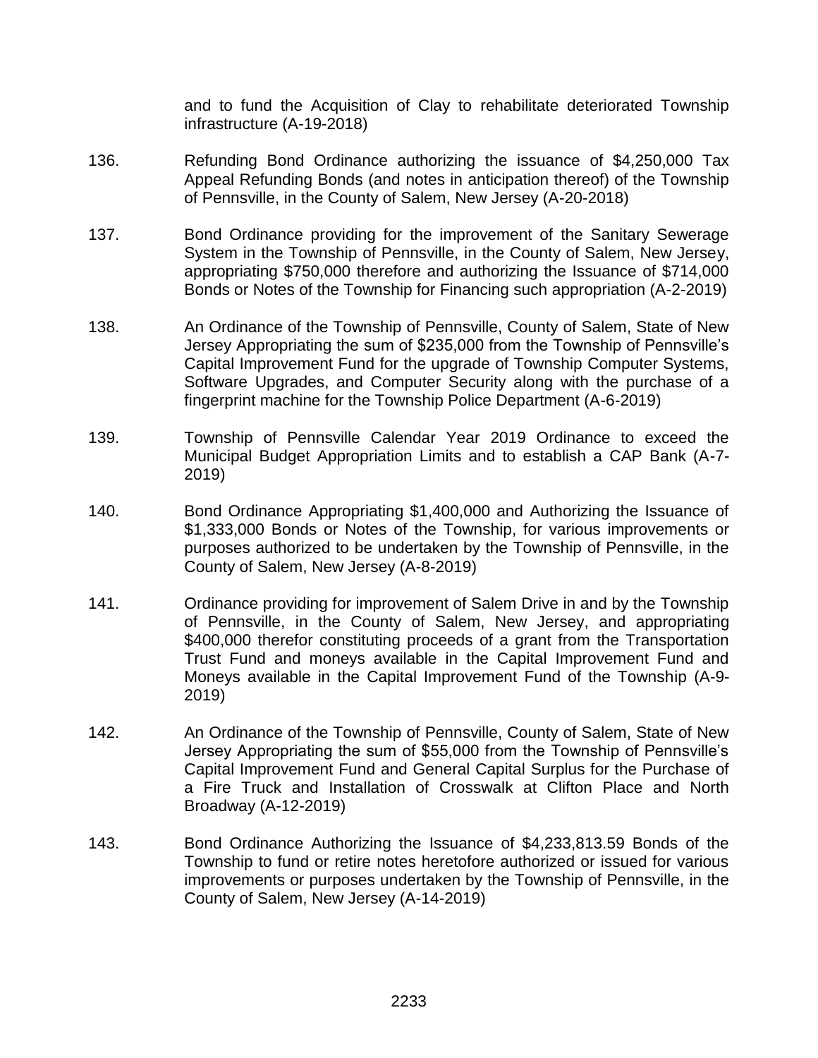and to fund the Acquisition of Clay to rehabilitate deteriorated Township infrastructure (A-19-2018)

136. Refunding Bond Ordinance authorizing the issuance of $4,250,000 Tax Appeal Refunding Bonds (and notes in anticipation thereof) of the Township of Pennsville, in the County of Salem, New Jersey (A-20-2018)

137. Bond Ordinance providing for the improvement of the Sanitary Sewerage System in the Township of Pennsville, in the County of Salem, New Jersey, appropriating $750,000 therefore and authorizing the Issuance of $714,000 Bonds or Notes of the Township for Financing such appropriation (A-2-2019)

138. An Ordinance of the Township of Pennsville, County of Salem, State of New Jersey Appropriating the sum of $235,000 from the Township of Pennsville's Capital Improvement Fund for the upgrade of Township Computer Systems, Software Upgrades, and Computer Security along with the purchase of a fingerprint machine for the Township Police Department (A-6-2019)

139. Township of Pennsville Calendar Year 2019 Ordinance to exceed the Municipal Budget Appropriation Limits and to establish a CAP Bank (A-7-2019)

140. Bond Ordinance Appropriating $1,400,000 and Authorizing the Issuance of $1,333,000 Bonds or Notes of the Township, for various improvements or purposes authorized to be undertaken by the Township of Pennsville, in the County of Salem, New Jersey (A-8-2019)

141. Ordinance providing for improvement of Salem Drive in and by the Township of Pennsville, in the County of Salem, New Jersey, and appropriating $400,000 therefor constituting proceeds of a grant from the Transportation Trust Fund and moneys available in the Capital Improvement Fund and Moneys available in the Capital Improvement Fund of the Township (A-9-2019)

142. An Ordinance of the Township of Pennsville, County of Salem, State of New Jersey Appropriating the sum of $55,000 from the Township of Pennsville's Capital Improvement Fund and General Capital Surplus for the Purchase of a Fire Truck and Installation of Crosswalk at Clifton Place and North Broadway (A-12-2019)

143. Bond Ordinance Authorizing the Issuance of $4,233,813.59 Bonds of the Township to fund or retire notes heretofore authorized or issued for various improvements or purposes undertaken by the Township of Pennsville, in the County of Salem, New Jersey (A-14-2019)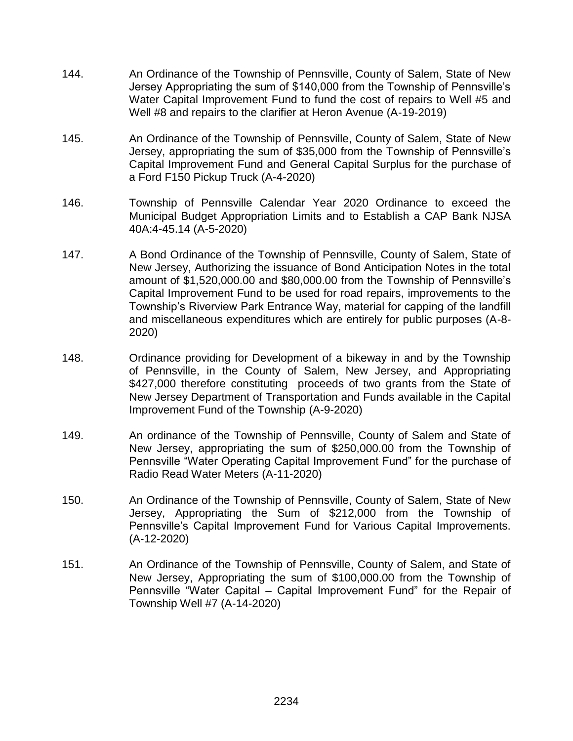144. An Ordinance of the Township of Pennsville, County of Salem, State of New Jersey Appropriating the sum of $140,000 from the Township of Pennsville's Water Capital Improvement Fund to fund the cost of repairs to Well #5 and Well #8 and repairs to the clarifier at Heron Avenue (A-19-2019)

145. An Ordinance of the Township of Pennsville, County of Salem, State of New Jersey, appropriating the sum of $35,000 from the Township of Pennsville's Capital Improvement Fund and General Capital Surplus for the purchase of a Ford F150 Pickup Truck (A-4-2020)

146. Township of Pennsville Calendar Year 2020 Ordinance to exceed the Municipal Budget Appropriation Limits and to Establish a CAP Bank NJSA 40A:4-45.14 (A-5-2020)

147. A Bond Ordinance of the Township of Pennsville, County of Salem, State of New Jersey, Authorizing the issuance of Bond Anticipation Notes in the total amount of $1,520,000.00 and $80,000.00 from the Township of Pennsville's Capital Improvement Fund to be used for road repairs, improvements to the Township's Riverview Park Entrance Way, material for capping of the landfill and miscellaneous expenditures which are entirely for public purposes (A-8-2020)

148. Ordinance providing for Development of a bikeway in and by the Township of Pennsville, in the County of Salem, New Jersey, and Appropriating $427,000 therefore constituting proceeds of two grants from the State of New Jersey Department of Transportation and Funds available in the Capital Improvement Fund of the Township (A-9-2020)

149. An ordinance of the Township of Pennsville, County of Salem and State of New Jersey, appropriating the sum of $250,000.00 from the Township of Pennsville "Water Operating Capital Improvement Fund" for the purchase of Radio Read Water Meters (A-11-2020)

150. An Ordinance of the Township of Pennsville, County of Salem, State of New Jersey, Appropriating the Sum of $212,000 from the Township of Pennsville's Capital Improvement Fund for Various Capital Improvements. (A-12-2020)

151. An Ordinance of the Township of Pennsville, County of Salem, and State of New Jersey, Appropriating the sum of $100,000.00 from the Township of Pennsville "Water Capital – Capital Improvement Fund" for the Repair of Township Well #7 (A-14-2020)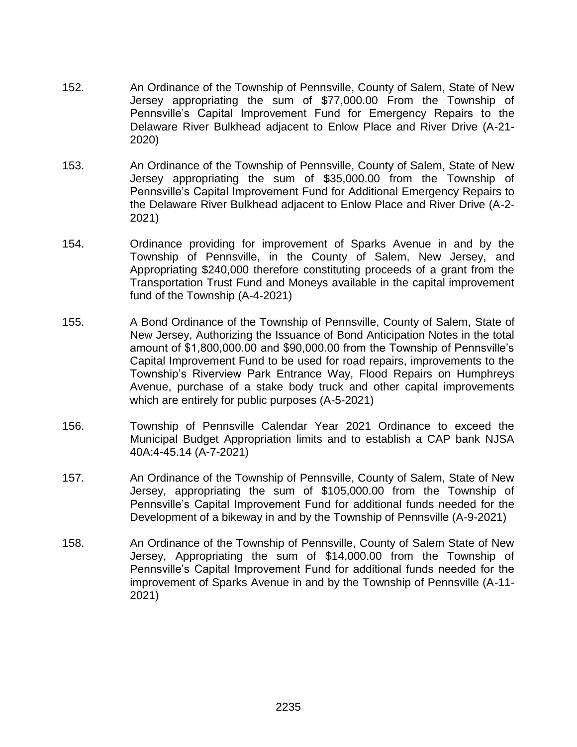152. An Ordinance of the Township of Pennsville, County of Salem, State of New Jersey appropriating the sum of $77,000.00 From the Township of Pennsville's Capital Improvement Fund for Emergency Repairs to the Delaware River Bulkhead adjacent to Enlow Place and River Drive (A-21-2020)

153. An Ordinance of the Township of Pennsville, County of Salem, State of New Jersey appropriating the sum of $35,000.00 from the Township of Pennsville's Capital Improvement Fund for Additional Emergency Repairs to the Delaware River Bulkhead adjacent to Enlow Place and River Drive (A-2-2021)

154. Ordinance providing for improvement of Sparks Avenue in and by the Township of Pennsville, in the County of Salem, New Jersey, and Appropriating $240,000 therefore constituting proceeds of a grant from the Transportation Trust Fund and Moneys available in the capital improvement fund of the Township (A-4-2021)

155. A Bond Ordinance of the Township of Pennsville, County of Salem, State of New Jersey, Authorizing the Issuance of Bond Anticipation Notes in the total amount of $1,800,000.00 and $90,000.00 from the Township of Pennsville's Capital Improvement Fund to be used for road repairs, improvements to the Township's Riverview Park Entrance Way, Flood Repairs on Humphreys Avenue, purchase of a stake body truck and other capital improvements which are entirely for public purposes (A-5-2021)

156. Township of Pennsville Calendar Year 2021 Ordinance to exceed the Municipal Budget Appropriation limits and to establish a CAP bank NJSA 40A:4-45.14 (A-7-2021)

157. An Ordinance of the Township of Pennsville, County of Salem, State of New Jersey, appropriating the sum of $105,000.00 from the Township of Pennsville's Capital Improvement Fund for additional funds needed for the Development of a bikeway in and by the Township of Pennsville (A-9-2021)

158. An Ordinance of the Township of Pennsville, County of Salem State of New Jersey, Appropriating the sum of $14,000.00 from the Township of Pennsville's Capital Improvement Fund for additional funds needed for the improvement of Sparks Avenue in and by the Township of Pennsville (A-11-2021)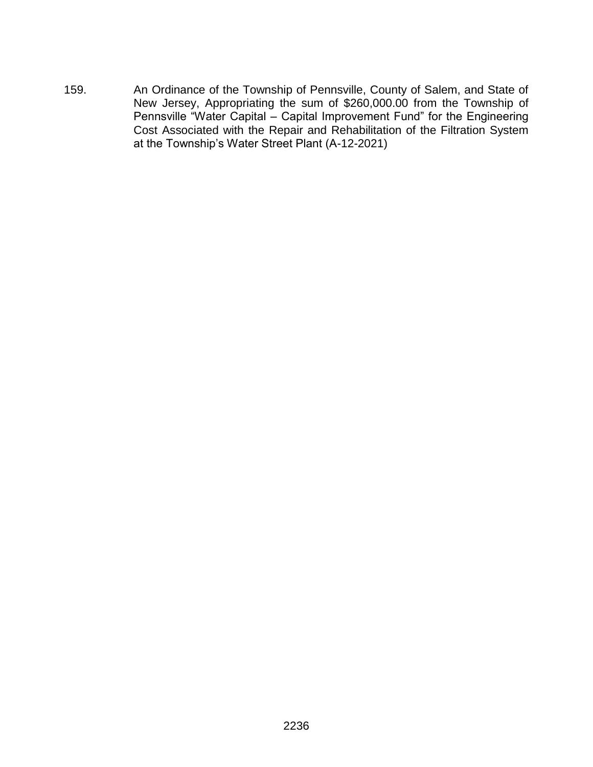159. An Ordinance of the Township of Pennsville, County of Salem, and State of New Jersey, Appropriating the sum of $260,000.00 from the Township of Pennsville "Water Capital – Capital Improvement Fund" for the Engineering Cost Associated with the Repair and Rehabilitation of the Filtration System at the Township's Water Street Plant (A-12-2021)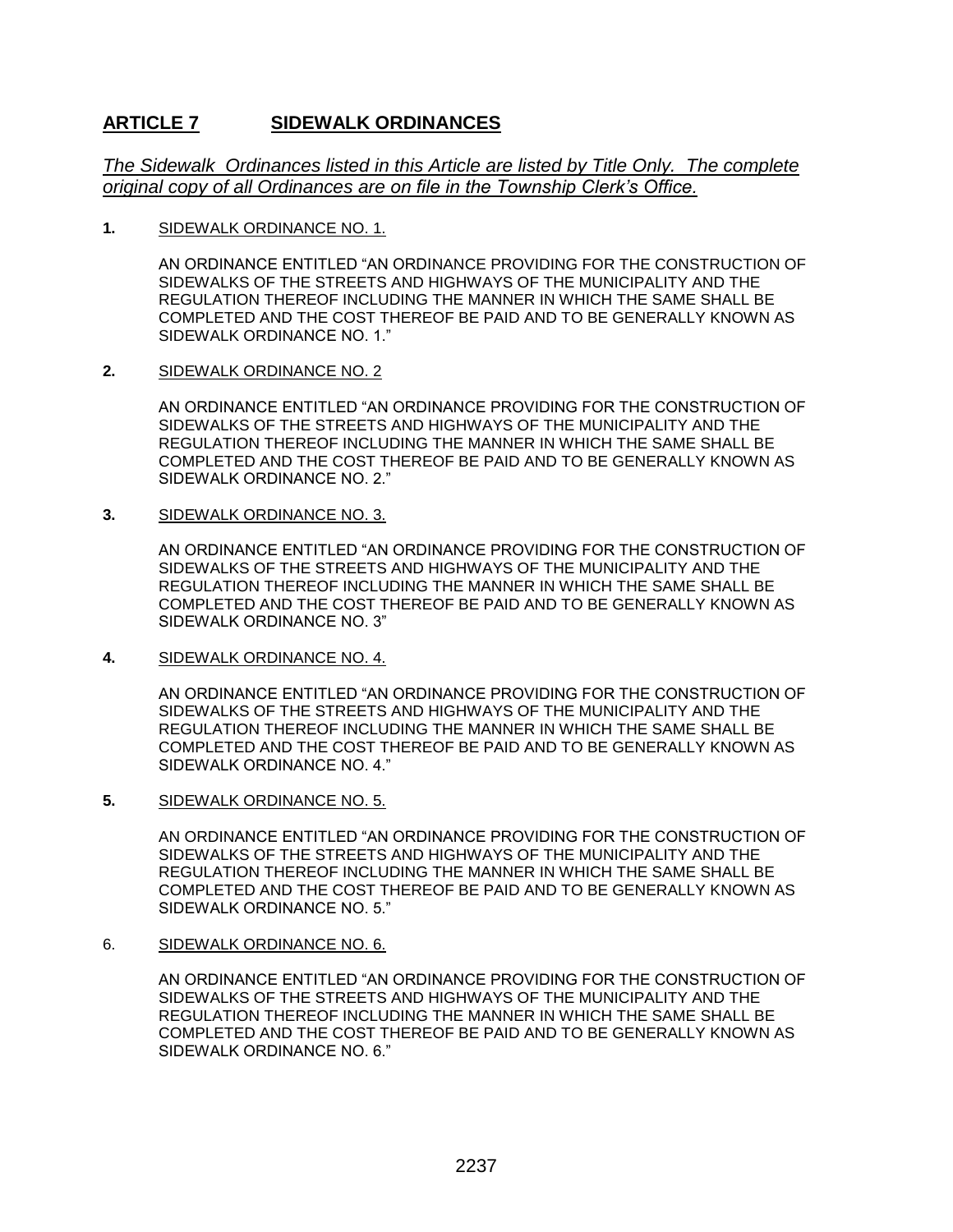## ARTICLE 7 SIDEWALK ORDINANCES

*The Sidewalk Ordinances listed in this Article are listed by Title Only. The complete original copy of all Ordinances are on file in the Township Clerk's Office.*

**1.** SIDEWALK ORDINANCE NO. 1.

AN ORDINANCE ENTITLED "AN ORDINANCE PROVIDING FOR THE CONSTRUCTION OF SIDEWALKS OF THE STREETS AND HIGHWAYS OF THE MUNICIPALITY AND THE REGULATION THEREOF INCLUDING THE MANNER IN WHICH THE SAME SHALL BE COMPLETED AND THE COST THEREOF BE PAID AND TO BE GENERALLY KNOWN AS SIDEWALK ORDINANCE NO. 1."

**2.** SIDEWALK ORDINANCE NO. 2

AN ORDINANCE ENTITLED "AN ORDINANCE PROVIDING FOR THE CONSTRUCTION OF SIDEWALKS OF THE STREETS AND HIGHWAYS OF THE MUNICIPALITY AND THE REGULATION THEREOF INCLUDING THE MANNER IN WHICH THE SAME SHALL BE COMPLETED AND THE COST THEREOF BE PAID AND TO BE GENERALLY KNOWN AS SIDEWALK ORDINANCE NO. 2."

**3.** SIDEWALK ORDINANCE NO. 3.

AN ORDINANCE ENTITLED "AN ORDINANCE PROVIDING FOR THE CONSTRUCTION OF SIDEWALKS OF THE STREETS AND HIGHWAYS OF THE MUNICIPALITY AND THE REGULATION THEREOF INCLUDING THE MANNER IN WHICH THE SAME SHALL BE COMPLETED AND THE COST THEREOF BE PAID AND TO BE GENERALLY KNOWN AS SIDEWALK ORDINANCE NO. 3"

**4.** SIDEWALK ORDINANCE NO. 4.

AN ORDINANCE ENTITLED "AN ORDINANCE PROVIDING FOR THE CONSTRUCTION OF SIDEWALKS OF THE STREETS AND HIGHWAYS OF THE MUNICIPALITY AND THE REGULATION THEREOF INCLUDING THE MANNER IN WHICH THE SAME SHALL BE COMPLETED AND THE COST THEREOF BE PAID AND TO BE GENERALLY KNOWN AS SIDEWALK ORDINANCE NO. 4."

**5.** SIDEWALK ORDINANCE NO. 5.

AN ORDINANCE ENTITLED "AN ORDINANCE PROVIDING FOR THE CONSTRUCTION OF SIDEWALKS OF THE STREETS AND HIGHWAYS OF THE MUNICIPALITY AND THE REGULATION THEREOF INCLUDING THE MANNER IN WHICH THE SAME SHALL BE COMPLETED AND THE COST THEREOF BE PAID AND TO BE GENERALLY KNOWN AS SIDEWALK ORDINANCE NO. 5."

6. SIDEWALK ORDINANCE NO. 6.

AN ORDINANCE ENTITLED "AN ORDINANCE PROVIDING FOR THE CONSTRUCTION OF SIDEWALKS OF THE STREETS AND HIGHWAYS OF THE MUNICIPALITY AND THE REGULATION THEREOF INCLUDING THE MANNER IN WHICH THE SAME SHALL BE COMPLETED AND THE COST THEREOF BE PAID AND TO BE GENERALLY KNOWN AS SIDEWALK ORDINANCE NO. 6."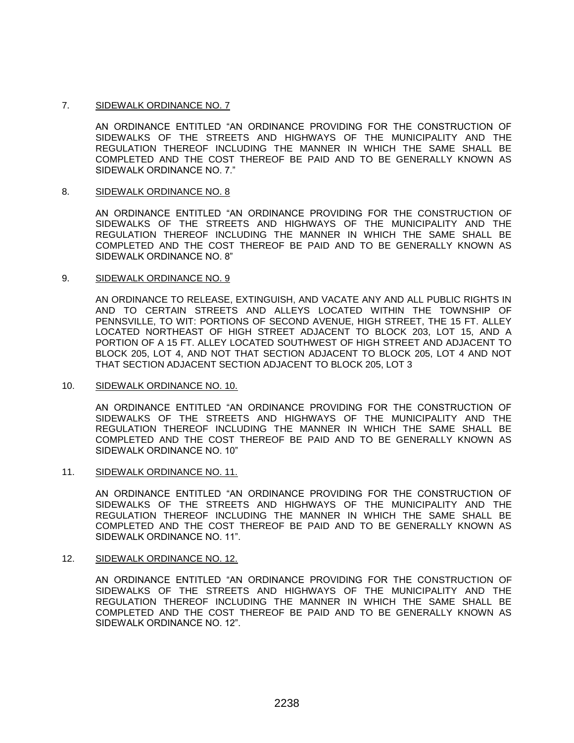7. SIDEWALK ORDINANCE NO. 7

   AN ORDINANCE ENTITLED "AN ORDINANCE PROVIDING FOR THE CONSTRUCTION OF SIDEWALKS OF THE STREETS AND HIGHWAYS OF THE MUNICIPALITY AND THE REGULATION THEREOF INCLUDING THE MANNER IN WHICH THE SAME SHALL BE COMPLETED AND THE COST THEREOF BE PAID AND TO BE GENERALLY KNOWN AS SIDEWALK ORDINANCE NO. 7."

8. SIDEWALK ORDINANCE NO. 8

   AN ORDINANCE ENTITLED "AN ORDINANCE PROVIDING FOR THE CONSTRUCTION OF SIDEWALKS OF THE STREETS AND HIGHWAYS OF THE MUNICIPALITY AND THE REGULATION THEREOF INCLUDING THE MANNER IN WHICH THE SAME SHALL BE COMPLETED AND THE COST THEREOF BE PAID AND TO BE GENERALLY KNOWN AS SIDEWALK ORDINANCE NO. 8"

9. SIDEWALK ORDINANCE NO. 9

   AN ORDINANCE TO RELEASE, EXTINGUISH, AND VACATE ANY AND ALL PUBLIC RIGHTS IN AND TO CERTAIN STREETS AND ALLEYS LOCATED WITHIN THE TOWNSHIP OF PENNSVILLE, TO WIT: PORTIONS OF SECOND AVENUE, HIGH STREET, THE 15 FT. ALLEY LOCATED NORTHEAST OF HIGH STREET ADJACENT TO BLOCK 203, LOT 15, AND A PORTION OF A 15 FT. ALLEY LOCATED SOUTHWEST OF HIGH STREET AND ADJACENT TO BLOCK 205, LOT 4, AND NOT THAT SECTION ADJACENT TO BLOCK 205, LOT 4 AND NOT THAT SECTION ADJACENT SECTION ADJACENT TO BLOCK 205, LOT 3

10. SIDEWALK ORDINANCE NO. 10.

    AN ORDINANCE ENTITLED "AN ORDINANCE PROVIDING FOR THE CONSTRUCTION OF SIDEWALKS OF THE STREETS AND HIGHWAYS OF THE MUNICIPALITY AND THE REGULATION THEREOF INCLUDING THE MANNER IN WHICH THE SAME SHALL BE COMPLETED AND THE COST THEREOF BE PAID AND TO BE GENERALLY KNOWN AS SIDEWALK ORDINANCE NO. 10"

11. SIDEWALK ORDINANCE NO. 11.

    AN ORDINANCE ENTITLED "AN ORDINANCE PROVIDING FOR THE CONSTRUCTION OF SIDEWALKS OF THE STREETS AND HIGHWAYS OF THE MUNICIPALITY AND THE REGULATION THEREOF INCLUDING THE MANNER IN WHICH THE SAME SHALL BE COMPLETED AND THE COST THEREOF BE PAID AND TO BE GENERALLY KNOWN AS SIDEWALK ORDINANCE NO. 11".

12. SIDEWALK ORDINANCE NO. 12.

    AN ORDINANCE ENTITLED "AN ORDINANCE PROVIDING FOR THE CONSTRUCTION OF SIDEWALKS OF THE STREETS AND HIGHWAYS OF THE MUNICIPALITY AND THE REGULATION THEREOF INCLUDING THE MANNER IN WHICH THE SAME SHALL BE COMPLETED AND THE COST THEREOF BE PAID AND TO BE GENERALLY KNOWN AS SIDEWALK ORDINANCE NO. 12".